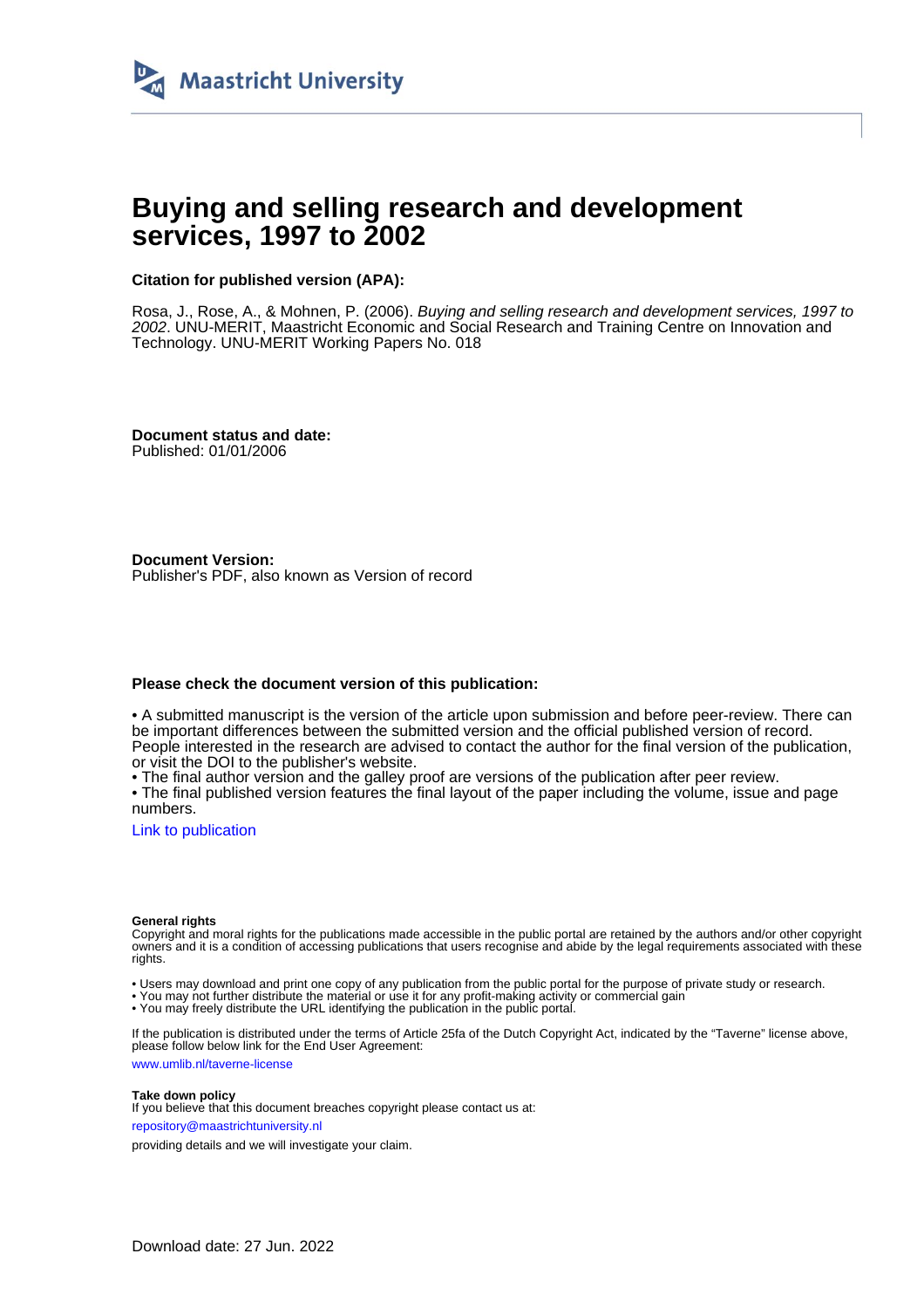# Buying and selling research and development services, 1997 to 2002

**Citation for published version (APA):**

Rosa, J., Rose, A., & Mohnen, P. (2006). *Buying and selling research and development services, 1997 to 2002*. UNU-MERIT, Maastricht Economic and Social Research and Training Centre on Innovation and Technology. UNU-MERIT Working Papers No. 018

**Document status and date:**
Published: 01/01/2006

**Document Version:**
Publisher's PDF, also known as Version of record

**Please check the document version of this publication:**

• A submitted manuscript is the version of the article upon submission and before peer-review. There can be important differences between the submitted version and the official published version of record. People interested in the research are advised to contact the author for the final version of the publication, or visit the DOI to the publisher's website.
• The final author version and the galley proof are versions of the publication after peer review.
• The final published version features the final layout of the paper including the volume, issue and page numbers.

Link to publication

**General rights**
Copyright and moral rights for the publications made accessible in the public portal are retained by the authors and/or other copyright owners and it is a condition of accessing publications that users recognise and abide by the legal requirements associated with these rights.

• Users may download and print one copy of any publication from the public portal for the purpose of private study or research.
• You may not further distribute the material or use it for any profit-making activity or commercial gain
• You may freely distribute the URL identifying the publication in the public portal.

If the publication is distributed under the terms of Article 25fa of the Dutch Copyright Act, indicated by the "Taverne" license above, please follow below link for the End User Agreement:

www.umlib.nl/taverne-license

**Take down policy**
If you believe that this document breaches copyright please contact us at:

repository@maastrichtuniversity.nl

providing details and we will investigate your claim.

Download date: 27 Jun. 2022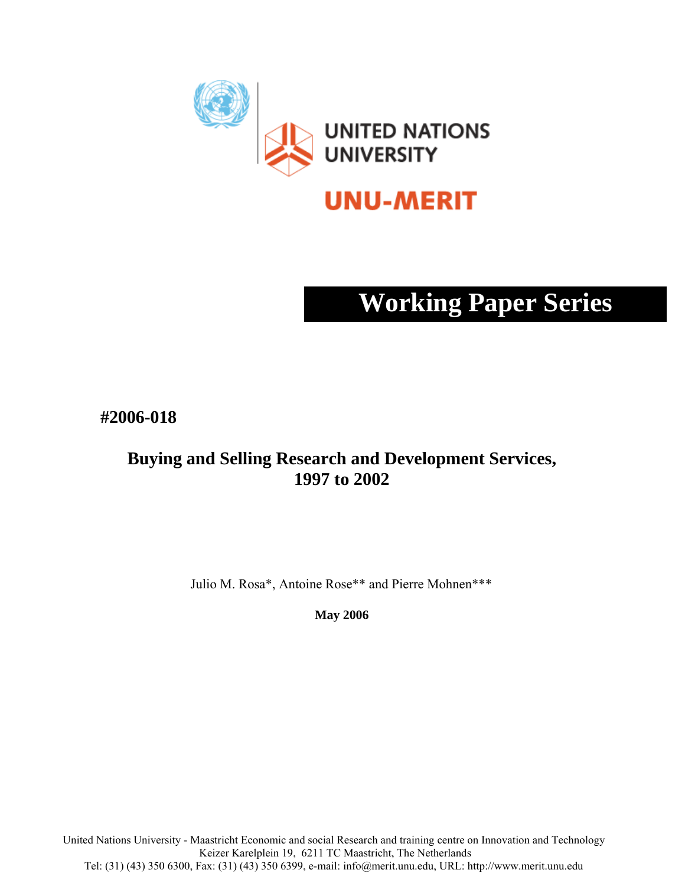# Working Paper Series

**#2006-018**

## Buying and Selling Research and Development Services, 1997 to 2002

Julio M. Rosa*, Antoine Rose** and Pierre Mohnen***

**May 2006**

United Nations University - Maastricht Economic and social Research and training centre on Innovation and Technology
Keizer Karelplein 19, 6211 TC Maastricht, The Netherlands
Tel: (31) (43) 350 6300, Fax: (31) (43) 350 6399, e-mail: info@merit.unu.edu, URL: http://www.merit.unu.edu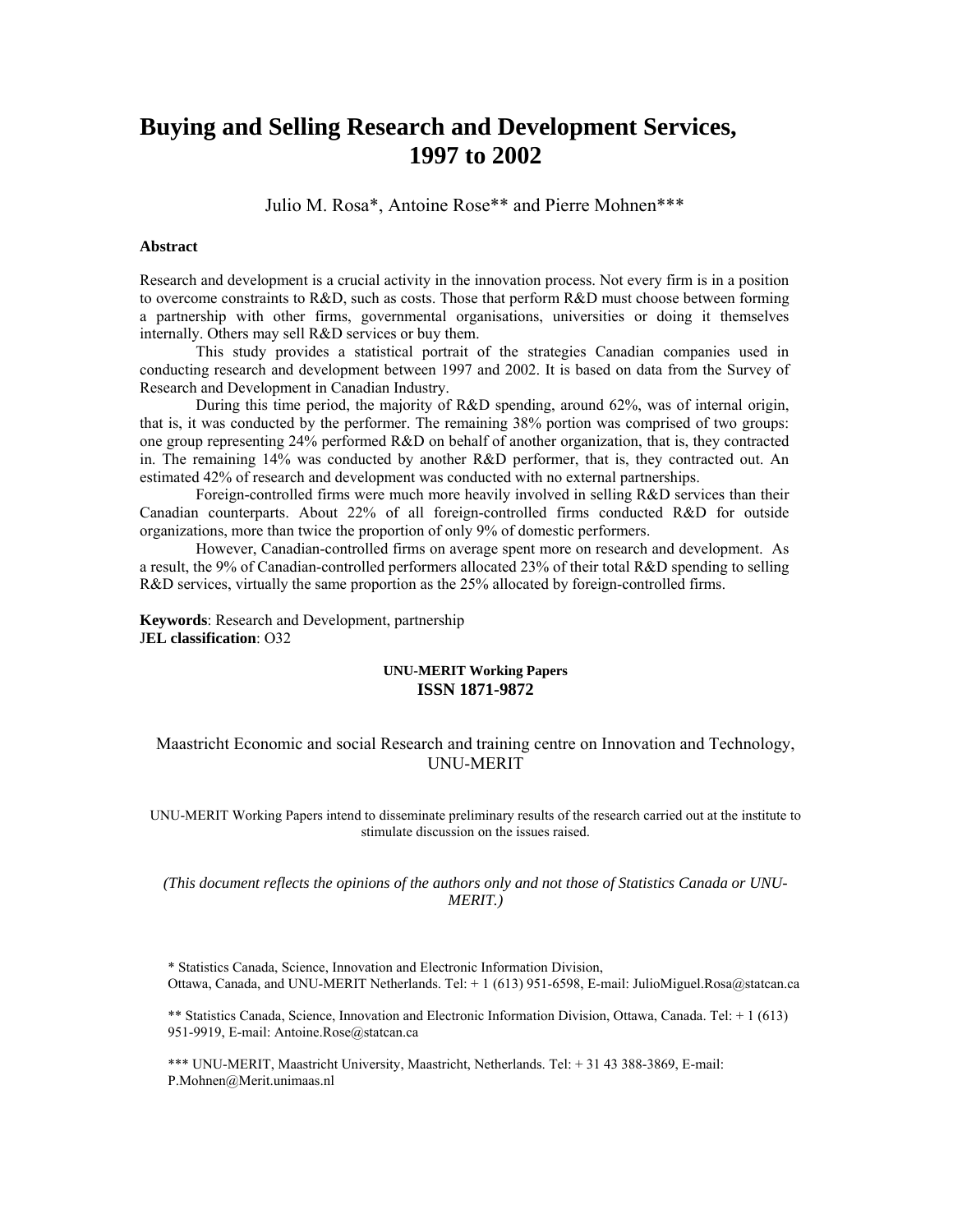# Buying and Selling Research and Development Services, 1997 to 2002

Julio M. Rosa*, Antoine Rose** and Pierre Mohnen***

**Abstract**

Research and development is a crucial activity in the innovation process. Not every firm is in a position to overcome constraints to R&D, such as costs. Those that perform R&D must choose between forming a partnership with other firms, governmental organisations, universities or doing it themselves internally. Others may sell R&D services or buy them.

This study provides a statistical portrait of the strategies Canadian companies used in conducting research and development between 1997 and 2002. It is based on data from the Survey of Research and Development in Canadian Industry.

During this time period, the majority of R&D spending, around 62%, was of internal origin, that is, it was conducted by the performer. The remaining 38% portion was comprised of two groups: one group representing 24% performed R&D on behalf of another organization, that is, they contracted in. The remaining 14% was conducted by another R&D performer, that is, they contracted out. An estimated 42% of research and development was conducted with no external partnerships.

Foreign-controlled firms were much more heavily involved in selling R&D services than their Canadian counterparts. About 22% of all foreign-controlled firms conducted R&D for outside organizations, more than twice the proportion of only 9% of domestic performers.

However, Canadian-controlled firms on average spent more on research and development. As a result, the 9% of Canadian-controlled performers allocated 23% of their total R&D spending to selling R&D services, virtually the same proportion as the 25% allocated by foreign-controlled firms.

**Keywords**: Research and Development, partnership
**JEL classification**: O32

**UNU-MERIT Working Papers**
**ISSN 1871-9872**

Maastricht Economic and social Research and training centre on Innovation and Technology, UNU-MERIT

UNU-MERIT Working Papers intend to disseminate preliminary results of the research carried out at the institute to stimulate discussion on the issues raised.

*(This document reflects the opinions of the authors only and not those of Statistics Canada or UNU-MERIT.)*

\* Statistics Canada, Science, Innovation and Electronic Information Division, Ottawa, Canada, and UNU-MERIT Netherlands. Tel: + 1 (613) 951-6598, E-mail: JulioMiguel.Rosa@statcan.ca

\*\* Statistics Canada, Science, Innovation and Electronic Information Division, Ottawa, Canada. Tel: + 1 (613) 951-9919, E-mail: Antoine.Rose@statcan.ca

\*\*\* UNU-MERIT, Maastricht University, Maastricht, Netherlands. Tel: + 31 43 388-3869, E-mail: P.Mohnen@Merit.unimaas.nl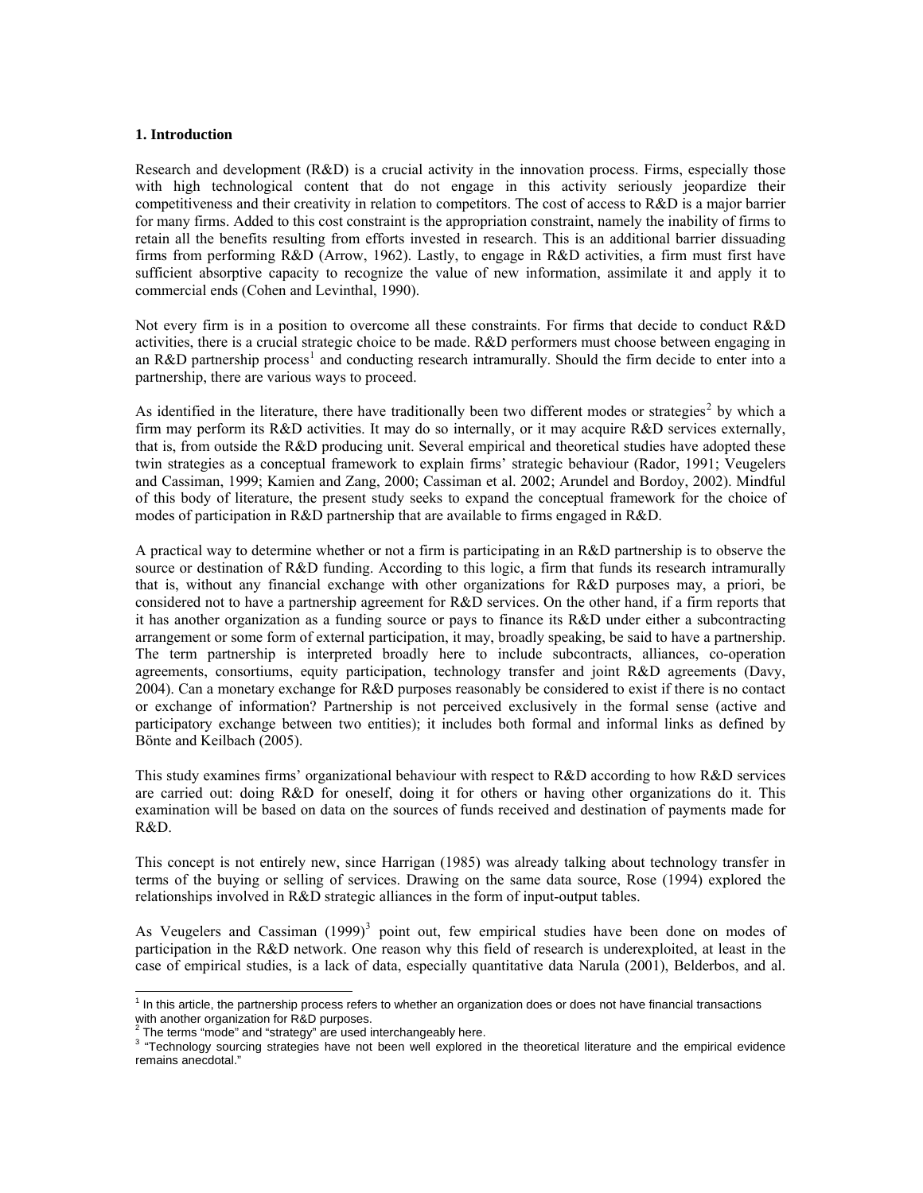## 1. Introduction

Research and development (R&D) is a crucial activity in the innovation process. Firms, especially those with high technological content that do not engage in this activity seriously jeopardize their competitiveness and their creativity in relation to competitors. The cost of access to R&D is a major barrier for many firms. Added to this cost constraint is the appropriation constraint, namely the inability of firms to retain all the benefits resulting from efforts invested in research. This is an additional barrier dissuading firms from performing R&D (Arrow, 1962). Lastly, to engage in R&D activities, a firm must first have sufficient absorptive capacity to recognize the value of new information, assimilate it and apply it to commercial ends (Cohen and Levinthal, 1990).

Not every firm is in a position to overcome all these constraints. For firms that decide to conduct R&D activities, there is a crucial strategic choice to be made. R&D performers must choose between engaging in an R&D partnership process[1] and conducting research intramurally. Should the firm decide to enter into a partnership, there are various ways to proceed.

As identified in the literature, there have traditionally been two different modes or strategies[2] by which a firm may perform its R&D activities. It may do so internally, or it may acquire R&D services externally, that is, from outside the R&D producing unit. Several empirical and theoretical studies have adopted these twin strategies as a conceptual framework to explain firms' strategic behaviour (Rador, 1991; Veugelers and Cassiman, 1999; Kamien and Zang, 2000; Cassiman et al. 2002; Arundel and Bordoy, 2002). Mindful of this body of literature, the present study seeks to expand the conceptual framework for the choice of modes of participation in R&D partnership that are available to firms engaged in R&D.

A practical way to determine whether or not a firm is participating in an R&D partnership is to observe the source or destination of R&D funding. According to this logic, a firm that funds its research intramurally that is, without any financial exchange with other organizations for R&D purposes may, a priori, be considered not to have a partnership agreement for R&D services. On the other hand, if a firm reports that it has another organization as a funding source or pays to finance its R&D under either a subcontracting arrangement or some form of external participation, it may, broadly speaking, be said to have a partnership. The term partnership is interpreted broadly here to include subcontracts, alliances, co-operation agreements, consortiums, equity participation, technology transfer and joint R&D agreements (Davy, 2004). Can a monetary exchange for R&D purposes reasonably be considered to exist if there is no contact or exchange of information? Partnership is not perceived exclusively in the formal sense (active and participatory exchange between two entities); it includes both formal and informal links as defined by Bönte and Keilbach (2005).

This study examines firms' organizational behaviour with respect to R&D according to how R&D services are carried out: doing R&D for oneself, doing it for others or having other organizations do it. This examination will be based on data on the sources of funds received and destination of payments made for R&D.

This concept is not entirely new, since Harrigan (1985) was already talking about technology transfer in terms of the buying or selling of services. Drawing on the same data source, Rose (1994) explored the relationships involved in R&D strategic alliances in the form of input-output tables.

As Veugelers and Cassiman (1999)[3] point out, few empirical studies have been done on modes of participation in the R&D network. One reason why this field of research is underexploited, at least in the case of empirical studies, is a lack of data, especially quantitative data Narula (2001), Belderbos, and al.

---

[1] In this article, the partnership process refers to whether an organization does or does not have financial transactions with another organization for R&D purposes.

[2] The terms "mode" and "strategy" are used interchangeably here.

[3] "Technology sourcing strategies have not been well explored in the theoretical literature and the empirical evidence remains anecdotal."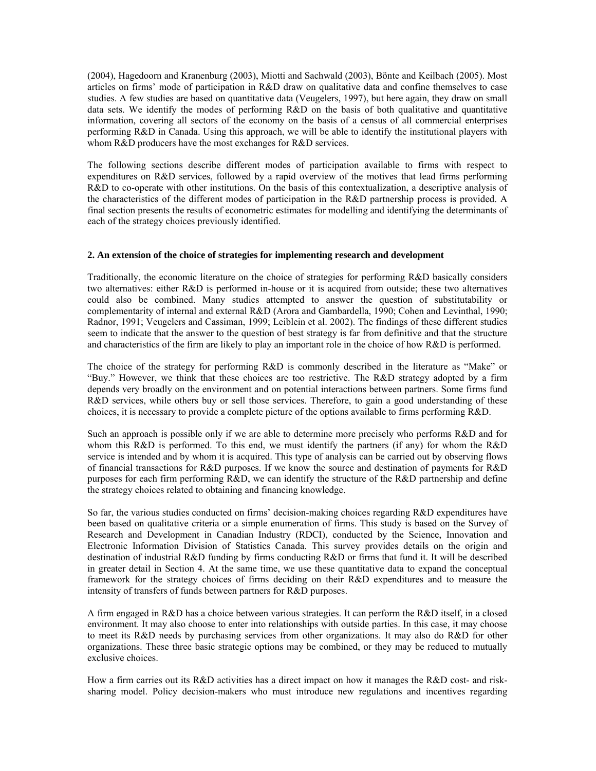(2004), Hagedoorn and Kranenburg (2003), Miotti and Sachwald (2003), Bönte and Keilbach (2005). Most articles on firms' mode of participation in R&D draw on qualitative data and confine themselves to case studies. A few studies are based on quantitative data (Veugelers, 1997), but here again, they draw on small data sets. We identify the modes of performing R&D on the basis of both qualitative and quantitative information, covering all sectors of the economy on the basis of a census of all commercial enterprises performing R&D in Canada. Using this approach, we will be able to identify the institutional players with whom R&D producers have the most exchanges for R&D services.

The following sections describe different modes of participation available to firms with respect to expenditures on R&D services, followed by a rapid overview of the motives that lead firms performing R&D to co-operate with other institutions. On the basis of this contextualization, a descriptive analysis of the characteristics of the different modes of participation in the R&D partnership process is provided. A final section presents the results of econometric estimates for modelling and identifying the determinants of each of the strategy choices previously identified.

## 2. An extension of the choice of strategies for implementing research and development

Traditionally, the economic literature on the choice of strategies for performing R&D basically considers two alternatives: either R&D is performed in-house or it is acquired from outside; these two alternatives could also be combined. Many studies attempted to answer the question of substitutability or complementarity of internal and external R&D (Arora and Gambardella, 1990; Cohen and Levinthal, 1990; Radnor, 1991; Veugelers and Cassiman, 1999; Leiblein et al. 2002). The findings of these different studies seem to indicate that the answer to the question of best strategy is far from definitive and that the structure and characteristics of the firm are likely to play an important role in the choice of how R&D is performed.

The choice of the strategy for performing R&D is commonly described in the literature as "Make" or "Buy." However, we think that these choices are too restrictive. The R&D strategy adopted by a firm depends very broadly on the environment and on potential interactions between partners. Some firms fund R&D services, while others buy or sell those services. Therefore, to gain a good understanding of these choices, it is necessary to provide a complete picture of the options available to firms performing R&D.

Such an approach is possible only if we are able to determine more precisely who performs R&D and for whom this R&D is performed. To this end, we must identify the partners (if any) for whom the R&D service is intended and by whom it is acquired. This type of analysis can be carried out by observing flows of financial transactions for R&D purposes. If we know the source and destination of payments for R&D purposes for each firm performing R&D, we can identify the structure of the R&D partnership and define the strategy choices related to obtaining and financing knowledge.

So far, the various studies conducted on firms' decision-making choices regarding R&D expenditures have been based on qualitative criteria or a simple enumeration of firms. This study is based on the Survey of Research and Development in Canadian Industry (RDCI), conducted by the Science, Innovation and Electronic Information Division of Statistics Canada. This survey provides details on the origin and destination of industrial R&D funding by firms conducting R&D or firms that fund it. It will be described in greater detail in Section 4. At the same time, we use these quantitative data to expand the conceptual framework for the strategy choices of firms deciding on their R&D expenditures and to measure the intensity of transfers of funds between partners for R&D purposes.

A firm engaged in R&D has a choice between various strategies. It can perform the R&D itself, in a closed environment. It may also choose to enter into relationships with outside parties. In this case, it may choose to meet its R&D needs by purchasing services from other organizations. It may also do R&D for other organizations. These three basic strategic options may be combined, or they may be reduced to mutually exclusive choices.

How a firm carries out its R&D activities has a direct impact on how it manages the R&D cost- and risk-sharing model. Policy decision-makers who must introduce new regulations and incentives regarding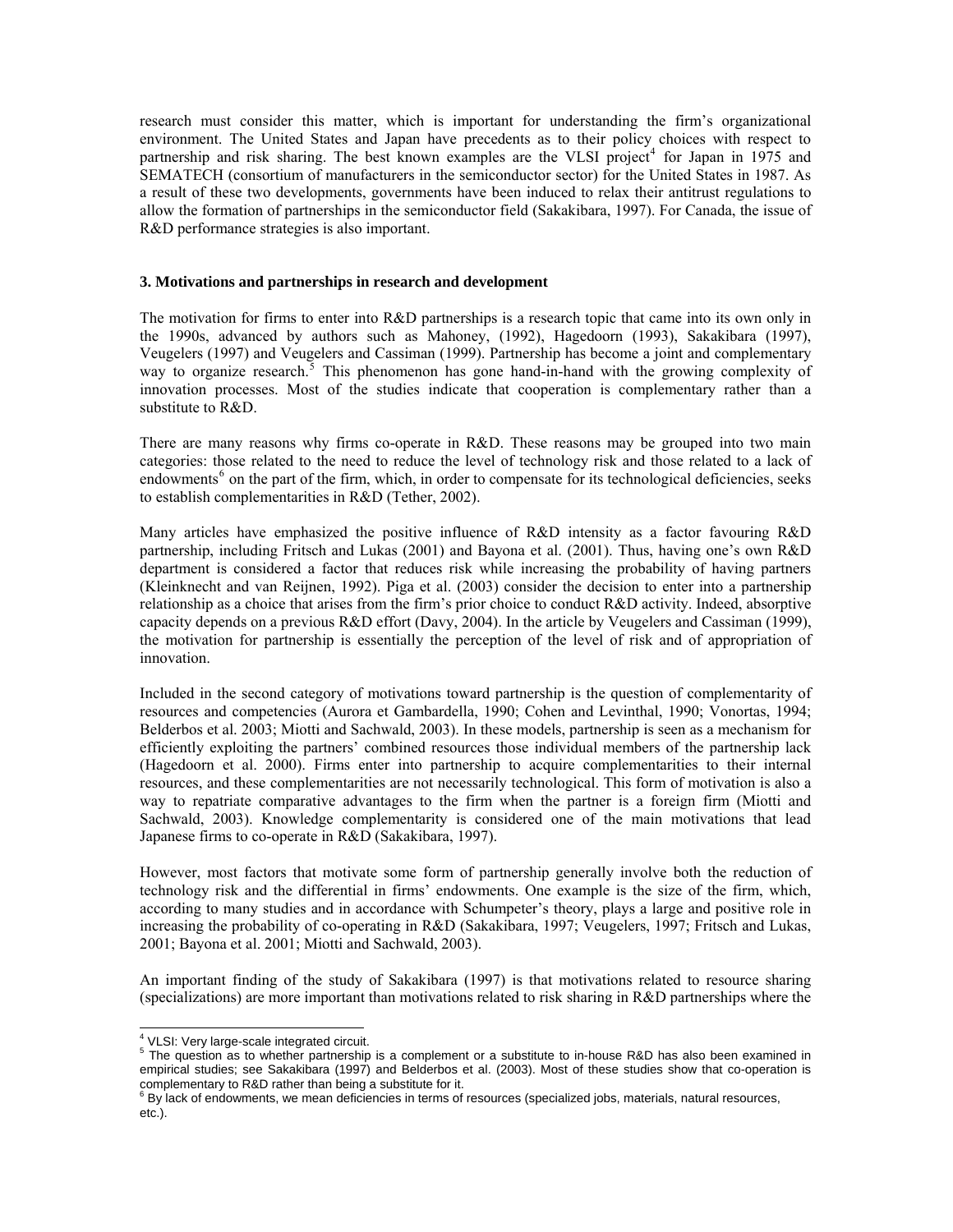research must consider this matter, which is important for understanding the firm's organizational environment. The United States and Japan have precedents as to their policy choices with respect to partnership and risk sharing. The best known examples are the VLSI project[4] for Japan in 1975 and SEMATECH (consortium of manufacturers in the semiconductor sector) for the United States in 1987. As a result of these two developments, governments have been induced to relax their antitrust regulations to allow the formation of partnerships in the semiconductor field (Sakakibara, 1997). For Canada, the issue of R&D performance strategies is also important.

### 3. Motivations and partnerships in research and development

The motivation for firms to enter into R&D partnerships is a research topic that came into its own only in the 1990s, advanced by authors such as Mahoney, (1992), Hagedoorn (1993), Sakakibara (1997), Veugelers (1997) and Veugelers and Cassiman (1999). Partnership has become a joint and complementary way to organize research.[5] This phenomenon has gone hand-in-hand with the growing complexity of innovation processes. Most of the studies indicate that cooperation is complementary rather than a substitute to R&D.

There are many reasons why firms co-operate in R&D. These reasons may be grouped into two main categories: those related to the need to reduce the level of technology risk and those related to a lack of endowments[6] on the part of the firm, which, in order to compensate for its technological deficiencies, seeks to establish complementarities in R&D (Tether, 2002).

Many articles have emphasized the positive influence of R&D intensity as a factor favouring R&D partnership, including Fritsch and Lukas (2001) and Bayona et al. (2001). Thus, having one's own R&D department is considered a factor that reduces risk while increasing the probability of having partners (Kleinknecht and van Reijnen, 1992). Piga et al. (2003) consider the decision to enter into a partnership relationship as a choice that arises from the firm's prior choice to conduct R&D activity. Indeed, absorptive capacity depends on a previous R&D effort (Davy, 2004). In the article by Veugelers and Cassiman (1999), the motivation for partnership is essentially the perception of the level of risk and of appropriation of innovation.

Included in the second category of motivations toward partnership is the question of complementarity of resources and competencies (Aurora et Gambardella, 1990; Cohen and Levinthal, 1990; Vonortas, 1994; Belderbos et al. 2003; Miotti and Sachwald, 2003). In these models, partnership is seen as a mechanism for efficiently exploiting the partners' combined resources those individual members of the partnership lack (Hagedoorn et al. 2000). Firms enter into partnership to acquire complementarities to their internal resources, and these complementarities are not necessarily technological. This form of motivation is also a way to repatriate comparative advantages to the firm when the partner is a foreign firm (Miotti and Sachwald, 2003). Knowledge complementarity is considered one of the main motivations that lead Japanese firms to co-operate in R&D (Sakakibara, 1997).

However, most factors that motivate some form of partnership generally involve both the reduction of technology risk and the differential in firms' endowments. One example is the size of the firm, which, according to many studies and in accordance with Schumpeter's theory, plays a large and positive role in increasing the probability of co-operating in R&D (Sakakibara, 1997; Veugelers, 1997; Fritsch and Lukas, 2001; Bayona et al. 2001; Miotti and Sachwald, 2003).

An important finding of the study of Sakakibara (1997) is that motivations related to resource sharing (specializations) are more important than motivations related to risk sharing in R&D partnerships where the

---

[4] VLSI: Very large-scale integrated circuit.

[5] The question as to whether partnership is a complement or a substitute to in-house R&D has also been examined in empirical studies; see Sakakibara (1997) and Belderbos et al. (2003). Most of these studies show that co-operation is complementary to R&D rather than being a substitute for it.

[6] By lack of endowments, we mean deficiencies in terms of resources (specialized jobs, materials, natural resources, etc.).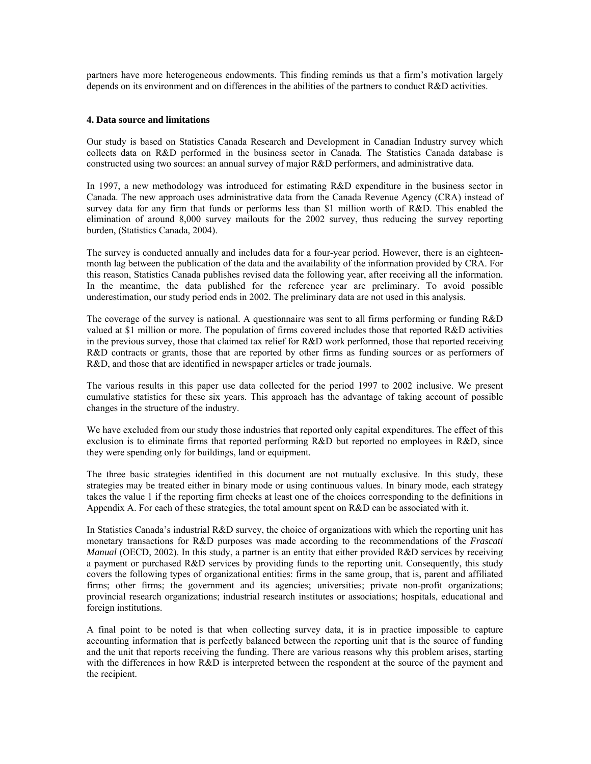partners have more heterogeneous endowments. This finding reminds us that a firm's motivation largely depends on its environment and on differences in the abilities of the partners to conduct R&D activities.

### 4. Data source and limitations

Our study is based on Statistics Canada Research and Development in Canadian Industry survey which collects data on R&D performed in the business sector in Canada. The Statistics Canada database is constructed using two sources: an annual survey of major R&D performers, and administrative data.

In 1997, a new methodology was introduced for estimating R&D expenditure in the business sector in Canada. The new approach uses administrative data from the Canada Revenue Agency (CRA) instead of survey data for any firm that funds or performs less than $1 million worth of R&D. This enabled the elimination of around 8,000 survey mailouts for the 2002 survey, thus reducing the survey reporting burden, (Statistics Canada, 2004).

The survey is conducted annually and includes data for a four-year period. However, there is an eighteen-month lag between the publication of the data and the availability of the information provided by CRA. For this reason, Statistics Canada publishes revised data the following year, after receiving all the information. In the meantime, the data published for the reference year are preliminary. To avoid possible underestimation, our study period ends in 2002. The preliminary data are not used in this analysis.

The coverage of the survey is national. A questionnaire was sent to all firms performing or funding R&D valued at $1 million or more. The population of firms covered includes those that reported R&D activities in the previous survey, those that claimed tax relief for R&D work performed, those that reported receiving R&D contracts or grants, those that are reported by other firms as funding sources or as performers of R&D, and those that are identified in newspaper articles or trade journals.

The various results in this paper use data collected for the period 1997 to 2002 inclusive. We present cumulative statistics for these six years. This approach has the advantage of taking account of possible changes in the structure of the industry.

We have excluded from our study those industries that reported only capital expenditures. The effect of this exclusion is to eliminate firms that reported performing R&D but reported no employees in R&D, since they were spending only for buildings, land or equipment.

The three basic strategies identified in this document are not mutually exclusive. In this study, these strategies may be treated either in binary mode or using continuous values. In binary mode, each strategy takes the value 1 if the reporting firm checks at least one of the choices corresponding to the definitions in Appendix A. For each of these strategies, the total amount spent on R&D can be associated with it.

In Statistics Canada's industrial R&D survey, the choice of organizations with which the reporting unit has monetary transactions for R&D purposes was made according to the recommendations of the *Frascati Manual* (OECD, 2002). In this study, a partner is an entity that either provided R&D services by receiving a payment or purchased R&D services by providing funds to the reporting unit. Consequently, this study covers the following types of organizational entities: firms in the same group, that is, parent and affiliated firms; other firms; the government and its agencies; universities; private non-profit organizations; provincial research organizations; industrial research institutes or associations; hospitals, educational and foreign institutions.

A final point to be noted is that when collecting survey data, it is in practice impossible to capture accounting information that is perfectly balanced between the reporting unit that is the source of funding and the unit that reports receiving the funding. There are various reasons why this problem arises, starting with the differences in how R&D is interpreted between the respondent at the source of the payment and the recipient.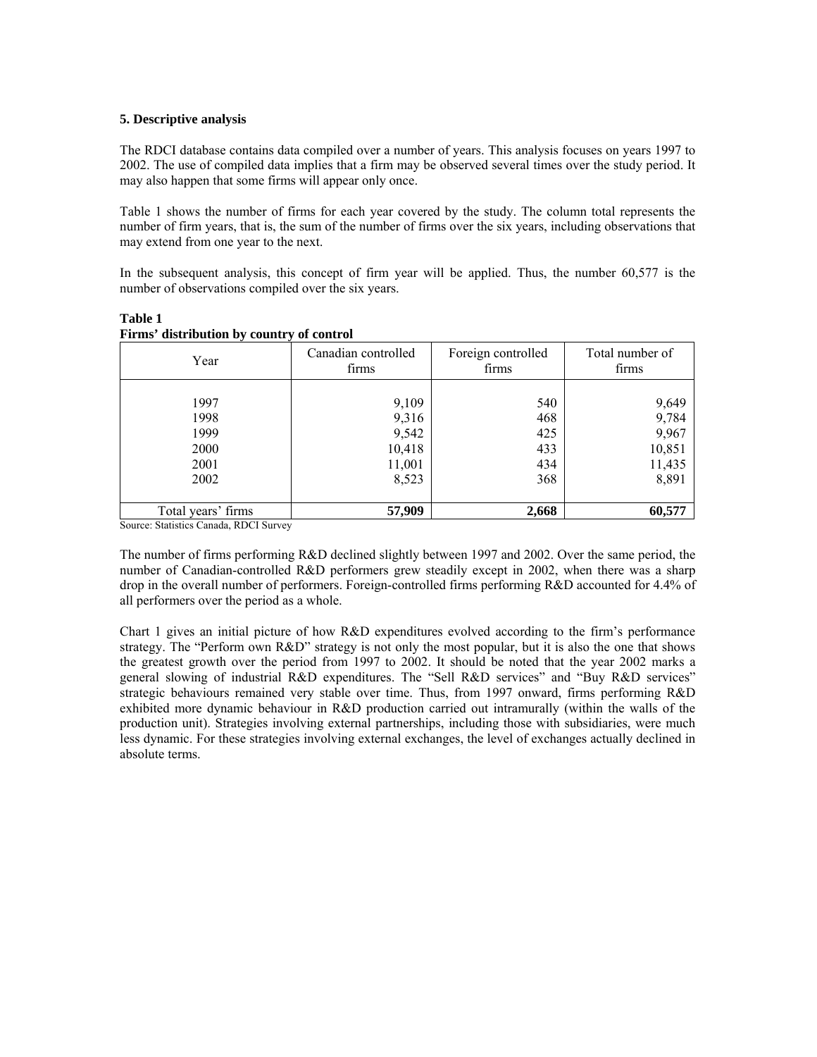### 5. Descriptive analysis

The RDCI database contains data compiled over a number of years. This analysis focuses on years 1997 to 2002. The use of compiled data implies that a firm may be observed several times over the study period. It may also happen that some firms will appear only once.

Table 1 shows the number of firms for each year covered by the study. The column total represents the number of firm years, that is, the sum of the number of firms over the six years, including observations that may extend from one year to the next.

In the subsequent analysis, this concept of firm year will be applied. Thus, the number 60,577 is the number of observations compiled over the six years.

**Table 1**
**Firms' distribution by country of control**

| Year | Canadian controlled firms | Foreign controlled firms | Total number of firms |
|---|---|---|---|
| 1997 | 9,109 | 540 | 9,649 |
| 1998 | 9,316 | 468 | 9,784 |
| 1999 | 9,542 | 425 | 9,967 |
| 2000 | 10,418 | 433 | 10,851 |
| 2001 | 11,001 | 434 | 11,435 |
| 2002 | 8,523 | 368 | 8,891 |
| Total years' firms | **57,909** | **2,668** | **60,577** |

Source: Statistics Canada, RDCI Survey

The number of firms performing R&D declined slightly between 1997 and 2002. Over the same period, the number of Canadian-controlled R&D performers grew steadily except in 2002, when there was a sharp drop in the overall number of performers. Foreign-controlled firms performing R&D accounted for 4.4% of all performers over the period as a whole.

Chart 1 gives an initial picture of how R&D expenditures evolved according to the firm's performance strategy. The "Perform own R&D" strategy is not only the most popular, but it is also the one that shows the greatest growth over the period from 1997 to 2002. It should be noted that the year 2002 marks a general slowing of industrial R&D expenditures. The "Sell R&D services" and "Buy R&D services" strategic behaviours remained very stable over time. Thus, from 1997 onward, firms performing R&D exhibited more dynamic behaviour in R&D production carried out intramurally (within the walls of the production unit). Strategies involving external partnerships, including those with subsidiaries, were much less dynamic. For these strategies involving external exchanges, the level of exchanges actually declined in absolute terms.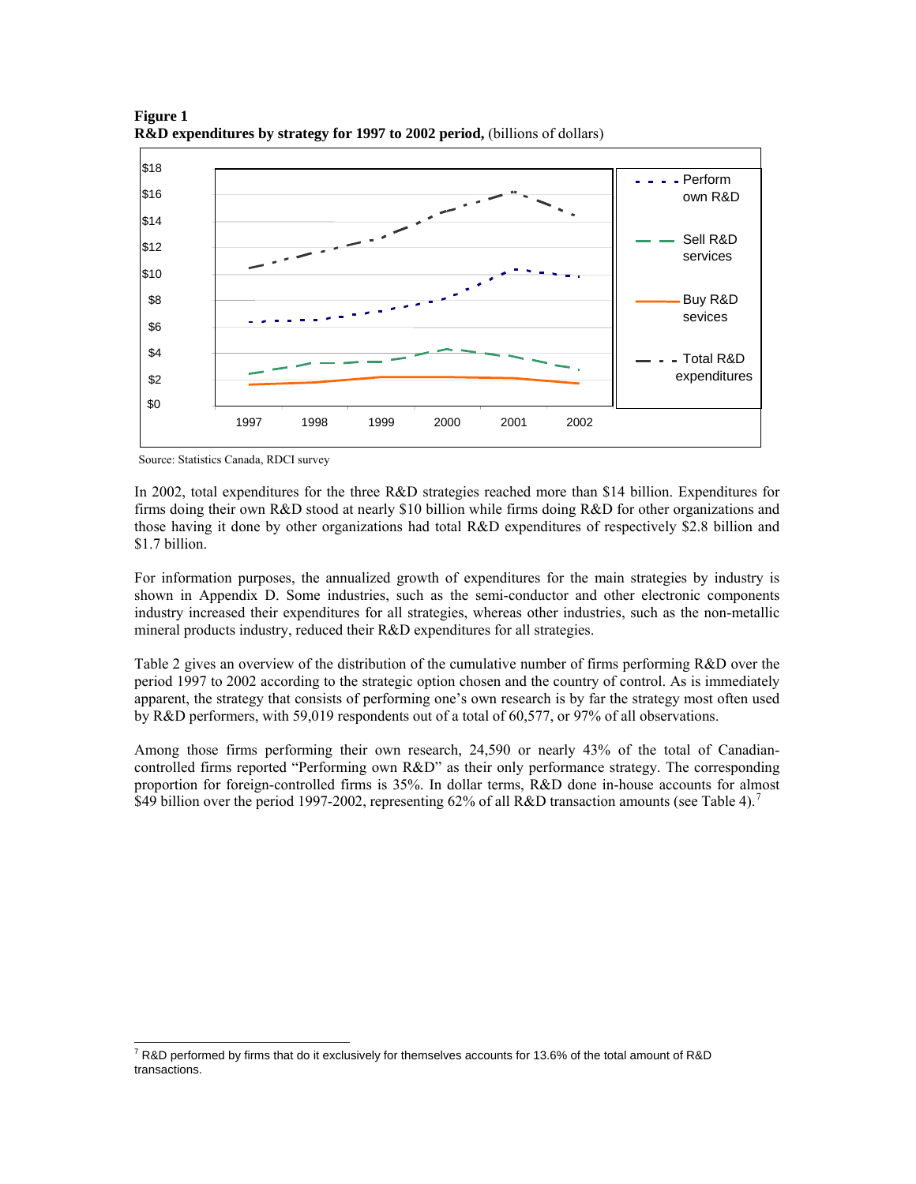**Figure 1**
**R&D expenditures by strategy for 1997 to 2002 period,** (billions of dollars)

Source: Statistics Canada, RDCI survey

In 2002, total expenditures for the three R&D strategies reached more than $14 billion. Expenditures for firms doing their own R&D stood at nearly $10 billion while firms doing R&D for other organizations and those having it done by other organizations had total R&D expenditures of respectively $2.8 billion and $1.7 billion.

For information purposes, the annualized growth of expenditures for the main strategies by industry is shown in Appendix D. Some industries, such as the semi-conductor and other electronic components industry increased their expenditures for all strategies, whereas other industries, such as the non-metallic mineral products industry, reduced their R&D expenditures for all strategies.

Table 2 gives an overview of the distribution of the cumulative number of firms performing R&D over the period 1997 to 2002 according to the strategic option chosen and the country of control. As is immediately apparent, the strategy that consists of performing one's own research is by far the strategy most often used by R&D performers, with 59,019 respondents out of a total of 60,577, or 97% of all observations.

Among those firms performing their own research, 24,590 or nearly 43% of the total of Canadian-controlled firms reported "Performing own R&D" as their only performance strategy. The corresponding proportion for foreign-controlled firms is 35%. In dollar terms, R&D done in-house accounts for almost $49 billion over the period 1997-2002, representing 62% of all R&D transaction amounts (see Table 4).[7]

[7] R&D performed by firms that do it exclusively for themselves accounts for 13.6% of the total amount of R&D transactions.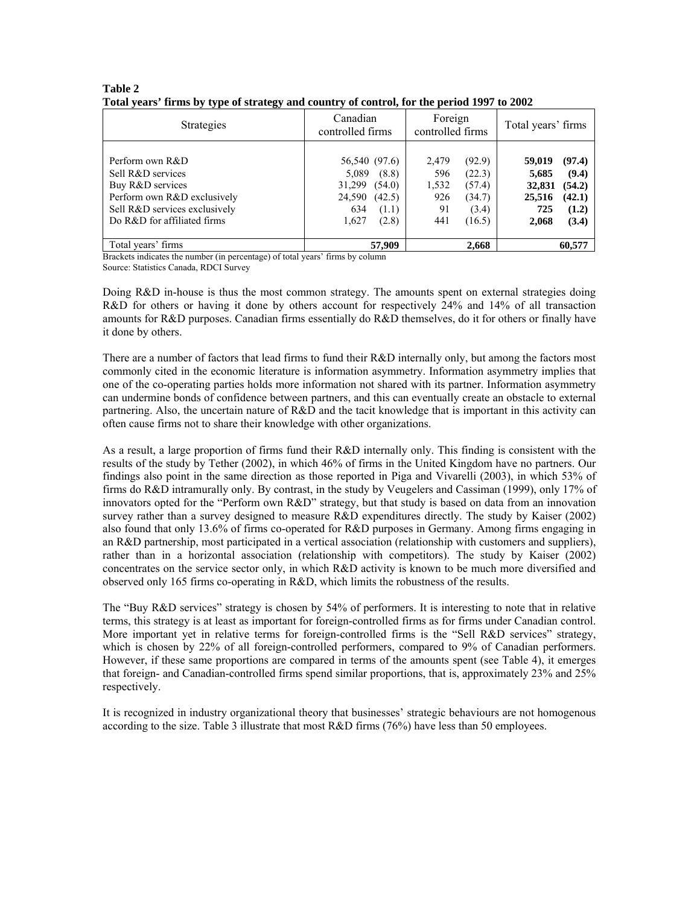**Table 2**
**Total years' firms by type of strategy and country of control, for the period 1997 to 2002**

| Strategies | Canadian controlled firms | Foreign controlled firms | Total years' firms |
|---|---|---|---|
| Perform own R&D | 56,540 (97.6) | 2,479 (92.9) | **59,019 (97.4)** |
| Sell R&D services | 5,089 (8.8) | 596 (22.3) | **5,685 (9.4)** |
| Buy R&D services | 31,299 (54.0) | 1,532 (57.4) | **32,831 (54.2)** |
| Perform own R&D exclusively | 24,590 (42.5) | 926 (34.7) | **25,516 (42.1)** |
| Sell R&D services exclusively | 634 (1.1) | 91 (3.4) | **725 (1.2)** |
| Do R&D for affiliated firms | 1,627 (2.8) | 441 (16.5) | **2,068 (3.4)** |
| Total years' firms | **57,909** | **2,668** | **60,577** |

Brackets indicates the number (in percentage) of total years' firms by column
Source: Statistics Canada, RDCI Survey

Doing R&D in-house is thus the most common strategy. The amounts spent on external strategies doing R&D for others or having it done by others account for respectively 24% and 14% of all transaction amounts for R&D purposes. Canadian firms essentially do R&D themselves, do it for others or finally have it done by others.

There are a number of factors that lead firms to fund their R&D internally only, but among the factors most commonly cited in the economic literature is information asymmetry. Information asymmetry implies that one of the co-operating parties holds more information not shared with its partner. Information asymmetry can undermine bonds of confidence between partners, and this can eventually create an obstacle to external partnering. Also, the uncertain nature of R&D and the tacit knowledge that is important in this activity can often cause firms not to share their knowledge with other organizations.

As a result, a large proportion of firms fund their R&D internally only. This finding is consistent with the results of the study by Tether (2002), in which 46% of firms in the United Kingdom have no partners. Our findings also point in the same direction as those reported in Piga and Vivarelli (2003), in which 53% of firms do R&D intramurally only. By contrast, in the study by Veugelers and Cassiman (1999), only 17% of innovators opted for the "Perform own R&D" strategy, but that study is based on data from an innovation survey rather than a survey designed to measure R&D expenditures directly. The study by Kaiser (2002) also found that only 13.6% of firms co-operated for R&D purposes in Germany. Among firms engaging in an R&D partnership, most participated in a vertical association (relationship with customers and suppliers), rather than in a horizontal association (relationship with competitors). The study by Kaiser (2002) concentrates on the service sector only, in which R&D activity is known to be much more diversified and observed only 165 firms co-operating in R&D, which limits the robustness of the results.

The "Buy R&D services" strategy is chosen by 54% of performers. It is interesting to note that in relative terms, this strategy is at least as important for foreign-controlled firms as for firms under Canadian control. More important yet in relative terms for foreign-controlled firms is the "Sell R&D services" strategy, which is chosen by 22% of all foreign-controlled performers, compared to 9% of Canadian performers. However, if these same proportions are compared in terms of the amounts spent (see Table 4), it emerges that foreign- and Canadian-controlled firms spend similar proportions, that is, approximately 23% and 25% respectively.

It is recognized in industry organizational theory that businesses' strategic behaviours are not homogenous according to the size. Table 3 illustrate that most R&D firms (76%) have less than 50 employees.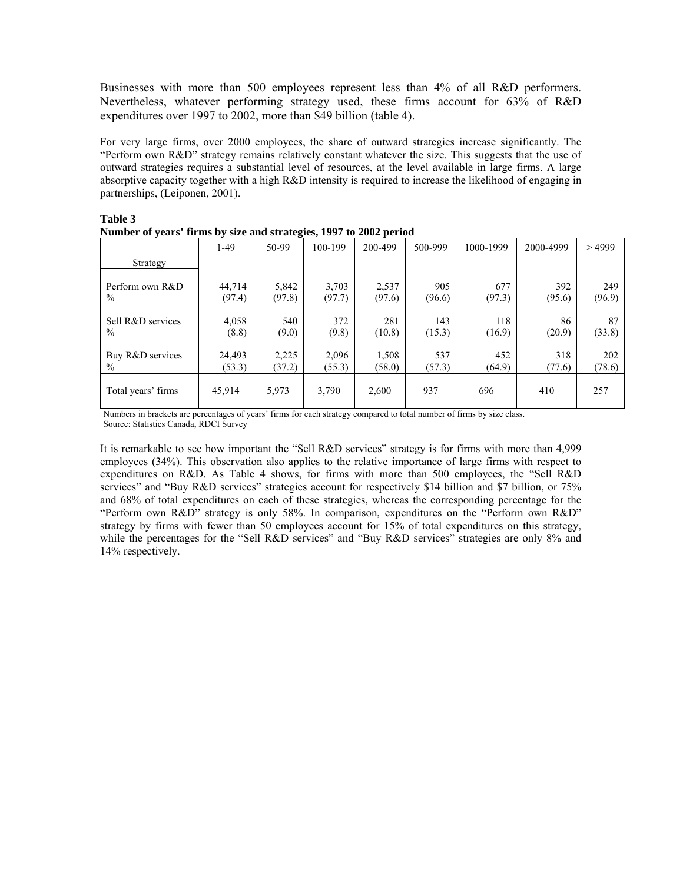Businesses with more than 500 employees represent less than 4% of all R&D performers. Nevertheless, whatever performing strategy used, these firms account for 63% of R&D expenditures over 1997 to 2002, more than $49 billion (table 4).

For very large firms, over 2000 employees, the share of outward strategies increase significantly. The "Perform own R&D" strategy remains relatively constant whatever the size. This suggests that the use of outward strategies requires a substantial level of resources, at the level available in large firms. A large absorptive capacity together with a high R&D intensity is required to increase the likelihood of engaging in partnerships, (Leiponen, 2001).

**Table 3**
**Number of years' firms by size and strategies, 1997 to 2002 period**

| | 1-49 | 50-99 | 100-199 | 200-499 | 500-999 | 1000-1999 | 2000-4999 | > 4999 |
|---|---|---|---|---|---|---|---|---|
| Strategy | | | | | | | | |
| Perform own R&D | 44,714 | 5,842 | 3,703 | 2,537 | 905 | 677 | 392 | 249 |
| % | (97.4) | (97.8) | (97.7) | (97.6) | (96.6) | (97.3) | (95.6) | (96.9) |
| Sell R&D services | 4,058 | 540 | 372 | 281 | 143 | 118 | 86 | 87 |
| % | (8.8) | (9.0) | (9.8) | (10.8) | (15.3) | (16.9) | (20.9) | (33.8) |
| Buy R&D services | 24,493 | 2,225 | 2,096 | 1,508 | 537 | 452 | 318 | 202 |
| % | (53.3) | (37.2) | (55.3) | (58.0) | (57.3) | (64.9) | (77.6) | (78.6) |
| Total years' firms | 45,914 | 5,973 | 3,790 | 2,600 | 937 | 696 | 410 | 257 |

Numbers in brackets are percentages of years' firms for each strategy compared to total number of firms by size class.
Source: Statistics Canada, RDCI Survey

It is remarkable to see how important the "Sell R&D services" strategy is for firms with more than 4,999 employees (34%). This observation also applies to the relative importance of large firms with respect to expenditures on R&D. As Table 4 shows, for firms with more than 500 employees, the "Sell R&D services" and "Buy R&D services" strategies account for respectively $14 billion and $7 billion, or 75% and 68% of total expenditures on each of these strategies, whereas the corresponding percentage for the "Perform own R&D" strategy is only 58%. In comparison, expenditures on the "Perform own R&D" strategy by firms with fewer than 50 employees account for 15% of total expenditures on this strategy, while the percentages for the "Sell R&D services" and "Buy R&D services" strategies are only 8% and 14% respectively.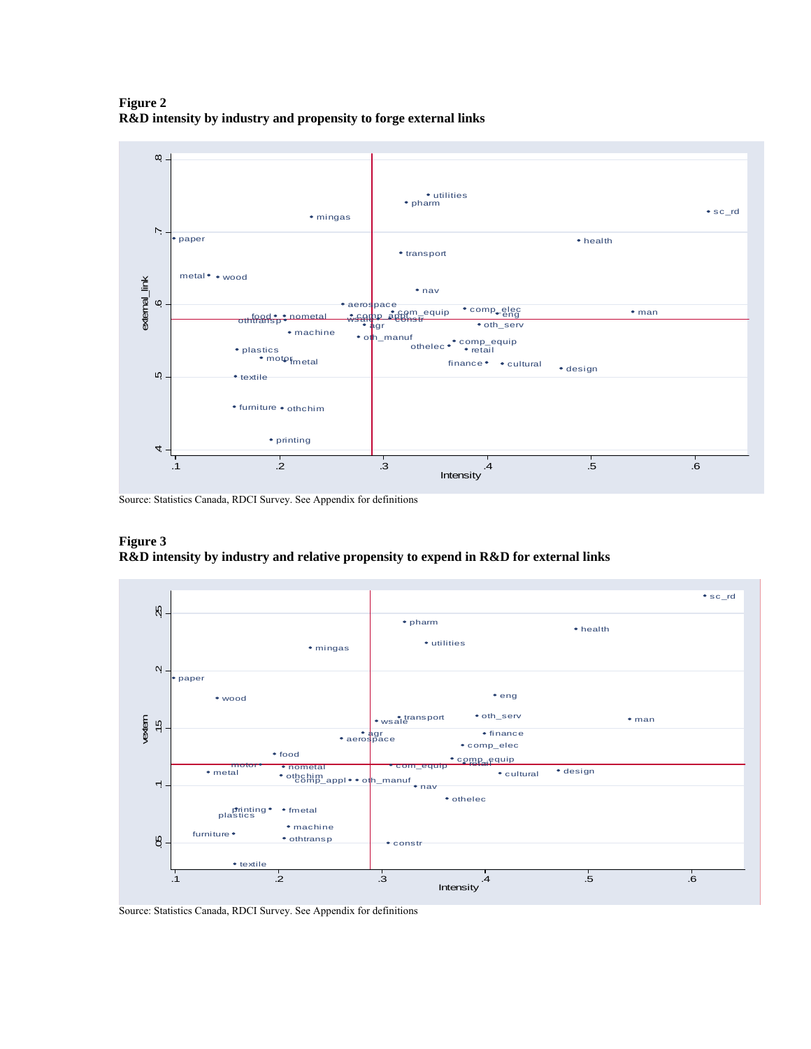**Figure 2**
**R&D intensity by industry and propensity to forge external links**

Source: Statistics Canada, RDCI Survey. See Appendix for definitions

**Figure 3**
**R&D intensity by industry and relative propensity to expend in R&D for external links**

Source: Statistics Canada, RDCI Survey. See Appendix for definitions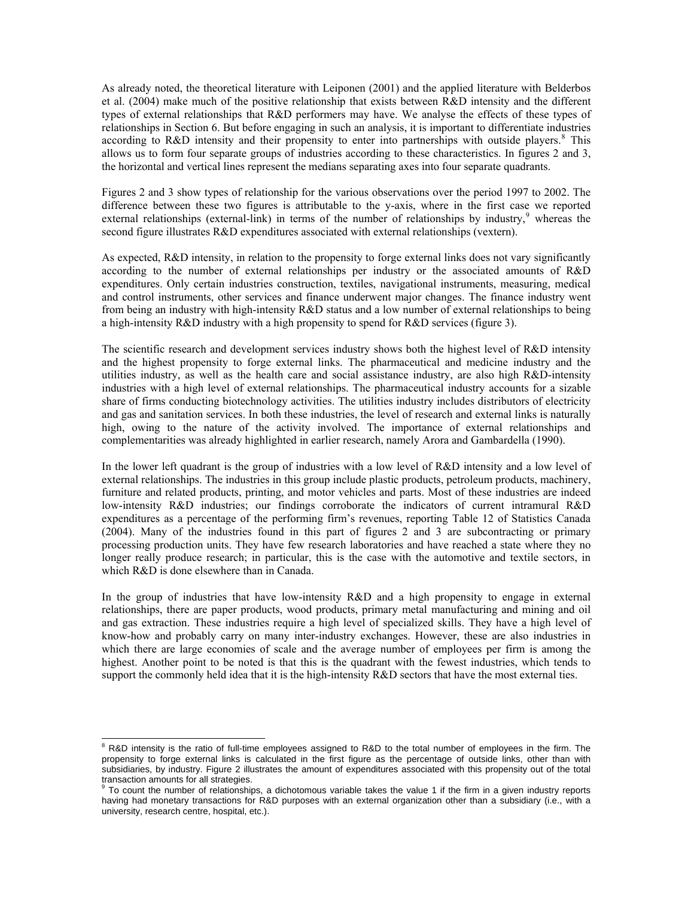As already noted, the theoretical literature with Leiponen (2001) and the applied literature with Belderbos et al. (2004) make much of the positive relationship that exists between R&D intensity and the different types of external relationships that R&D performers may have. We analyse the effects of these types of relationships in Section 6. But before engaging in such an analysis, it is important to differentiate industries according to R&D intensity and their propensity to enter into partnerships with outside players.[8] This allows us to form four separate groups of industries according to these characteristics. In figures 2 and 3, the horizontal and vertical lines represent the medians separating axes into four separate quadrants.

Figures 2 and 3 show types of relationship for the various observations over the period 1997 to 2002. The difference between these two figures is attributable to the y-axis, where in the first case we reported external relationships (external-link) in terms of the number of relationships by industry,[9] whereas the second figure illustrates R&D expenditures associated with external relationships (vextern).

As expected, R&D intensity, in relation to the propensity to forge external links does not vary significantly according to the number of external relationships per industry or the associated amounts of R&D expenditures. Only certain industries construction, textiles, navigational instruments, measuring, medical and control instruments, other services and finance underwent major changes. The finance industry went from being an industry with high-intensity R&D status and a low number of external relationships to being a high-intensity R&D industry with a high propensity to spend for R&D services (figure 3).

The scientific research and development services industry shows both the highest level of R&D intensity and the highest propensity to forge external links. The pharmaceutical and medicine industry and the utilities industry, as well as the health care and social assistance industry, are also high R&D-intensity industries with a high level of external relationships. The pharmaceutical industry accounts for a sizable share of firms conducting biotechnology activities. The utilities industry includes distributors of electricity and gas and sanitation services. In both these industries, the level of research and external links is naturally high, owing to the nature of the activity involved. The importance of external relationships and complementarities was already highlighted in earlier research, namely Arora and Gambardella (1990).

In the lower left quadrant is the group of industries with a low level of R&D intensity and a low level of external relationships. The industries in this group include plastic products, petroleum products, machinery, furniture and related products, printing, and motor vehicles and parts. Most of these industries are indeed low-intensity R&D industries; our findings corroborate the indicators of current intramural R&D expenditures as a percentage of the performing firm's revenues, reporting Table 12 of Statistics Canada (2004). Many of the industries found in this part of figures 2 and 3 are subcontracting or primary processing production units. They have few research laboratories and have reached a state where they no longer really produce research; in particular, this is the case with the automotive and textile sectors, in which R&D is done elsewhere than in Canada.

In the group of industries that have low-intensity R&D and a high propensity to engage in external relationships, there are paper products, wood products, primary metal manufacturing and mining and oil and gas extraction. These industries require a high level of specialized skills. They have a high level of know-how and probably carry on many inter-industry exchanges. However, these are also industries in which there are large economies of scale and the average number of employees per firm is among the highest. Another point to be noted is that this is the quadrant with the fewest industries, which tends to support the commonly held idea that it is the high-intensity R&D sectors that have the most external ties.

---

[8] R&D intensity is the ratio of full-time employees assigned to R&D to the total number of employees in the firm. The propensity to forge external links is calculated in the first figure as the percentage of outside links, other than with subsidiaries, by industry. Figure 2 illustrates the amount of expenditures associated with this propensity out of the total transaction amounts for all strategies.

[9] To count the number of relationships, a dichotomous variable takes the value 1 if the firm in a given industry reports having had monetary transactions for R&D purposes with an external organization other than a subsidiary (i.e., with a university, research centre, hospital, etc.).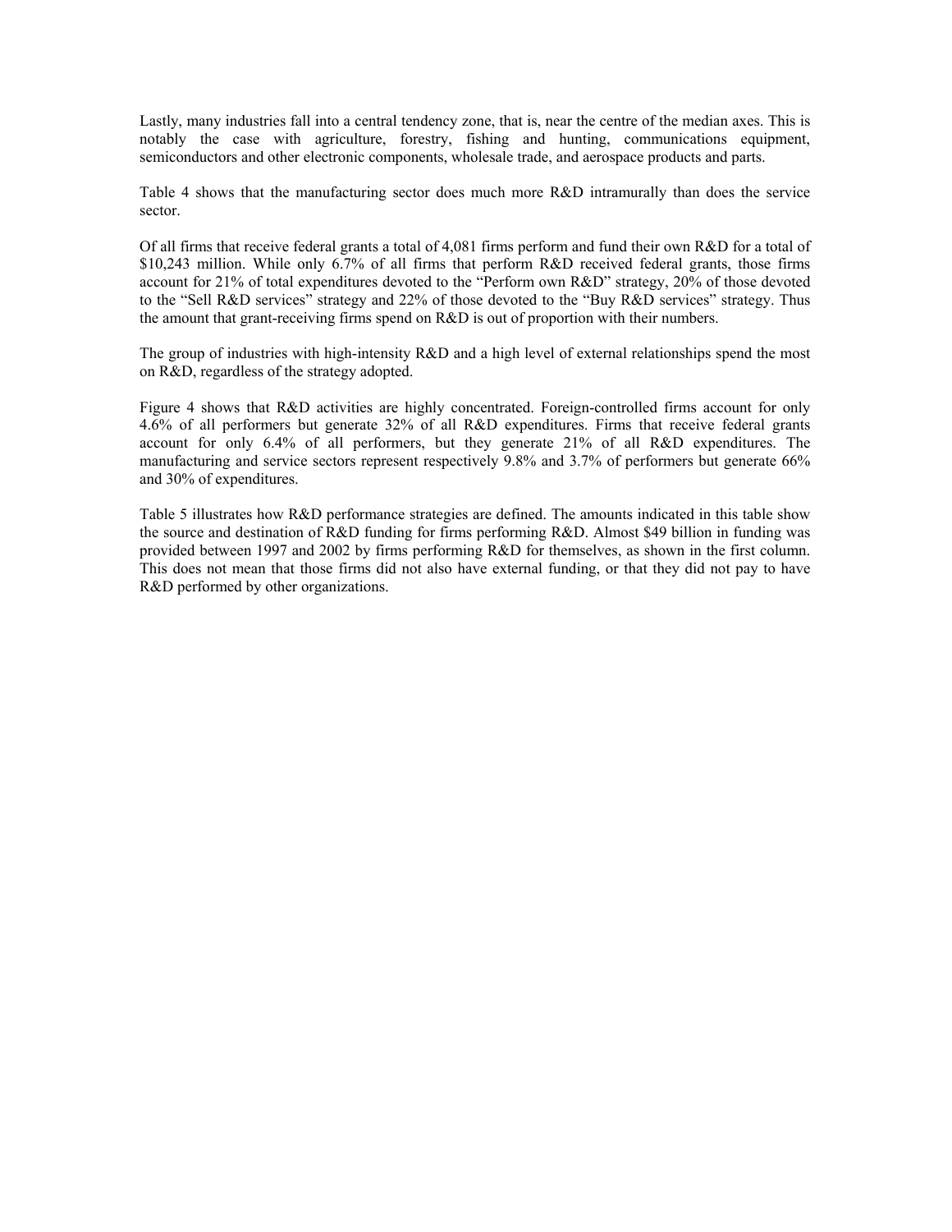Lastly, many industries fall into a central tendency zone, that is, near the centre of the median axes. This is notably the case with agriculture, forestry, fishing and hunting, communications equipment, semiconductors and other electronic components, wholesale trade, and aerospace products and parts.

Table 4 shows that the manufacturing sector does much more R&D intramurally than does the service sector.

Of all firms that receive federal grants a total of 4,081 firms perform and fund their own R&D for a total of $10,243 million. While only 6.7% of all firms that perform R&D received federal grants, those firms account for 21% of total expenditures devoted to the "Perform own R&D" strategy, 20% of those devoted to the "Sell R&D services" strategy and 22% of those devoted to the "Buy R&D services" strategy. Thus the amount that grant-receiving firms spend on R&D is out of proportion with their numbers.

The group of industries with high-intensity R&D and a high level of external relationships spend the most on R&D, regardless of the strategy adopted.

Figure 4 shows that R&D activities are highly concentrated. Foreign-controlled firms account for only 4.6% of all performers but generate 32% of all R&D expenditures. Firms that receive federal grants account for only 6.4% of all performers, but they generate 21% of all R&D expenditures. The manufacturing and service sectors represent respectively 9.8% and 3.7% of performers but generate 66% and 30% of expenditures.

Table 5 illustrates how R&D performance strategies are defined. The amounts indicated in this table show the source and destination of R&D funding for firms performing R&D. Almost $49 billion in funding was provided between 1997 and 2002 by firms performing R&D for themselves, as shown in the first column. This does not mean that those firms did not also have external funding, or that they did not pay to have R&D performed by other organizations.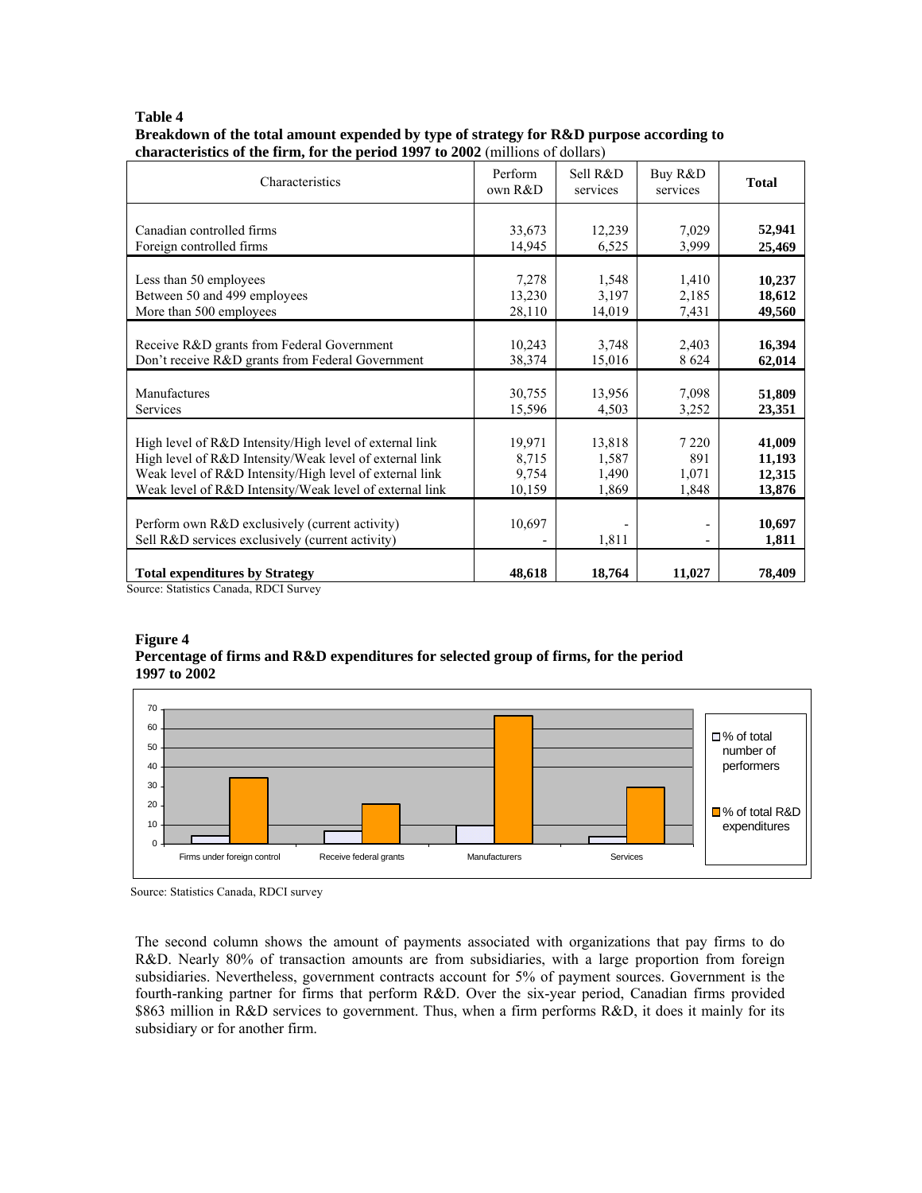**Table 4**
**Breakdown of the total amount expended by type of strategy for R&D purpose according to characteristics of the firm, for the period 1997 to 2002** (millions of dollars)

| Characteristics | Perform own R&D | Sell R&D services | Buy R&D services | **Total** |
|---|---|---|---|---|
| Canadian controlled firms | 33,673 | 12,239 | 7,029 | **52,941** |
| Foreign controlled firms | 14,945 | 6,525 | 3,999 | **25,469** |
| Less than 50 employees | 7,278 | 1,548 | 1,410 | **10,237** |
| Between 50 and 499 employees | 13,230 | 3,197 | 2,185 | **18,612** |
| More than 500 employees | 28,110 | 14,019 | 7,431 | **49,560** |
| Receive R&D grants from Federal Government | 10,243 | 3,748 | 2,403 | **16,394** |
| Don't receive R&D grants from Federal Government | 38,374 | 15,016 | 8 624 | **62,014** |
| Manufactures | 30,755 | 13,956 | 7,098 | **51,809** |
| Services | 15,596 | 4,503 | 3,252 | **23,351** |
| High level of R&D Intensity/High level of external link | 19,971 | 13,818 | 7 220 | **41,009** |
| High level of R&D Intensity/Weak level of external link | 8,715 | 1,587 | 891 | **11,193** |
| Weak level of R&D Intensity/High level of external link | 9,754 | 1,490 | 1,071 | **12,315** |
| Weak level of R&D Intensity/Weak level of external link | 10,159 | 1,869 | 1,848 | **13,876** |
| Perform own R&D exclusively (current activity) | 10,697 | - | - | **10,697** |
| Sell R&D services exclusively (current activity) | - | 1,811 | - | **1,811** |
| **Total expenditures by Strategy** | **48,618** | **18,764** | **11,027** | **78,409** |

Source: Statistics Canada, RDCI Survey

**Figure 4**
**Percentage of firms and R&D expenditures for selected group of firms, for the period 1997 to 2002**

Source: Statistics Canada, RDCI survey

The second column shows the amount of payments associated with organizations that pay firms to do R&D. Nearly 80% of transaction amounts are from subsidiaries, with a large proportion from foreign subsidiaries. Nevertheless, government contracts account for 5% of payment sources. Government is the fourth-ranking partner for firms that perform R&D. Over the six-year period, Canadian firms provided $863 million in R&D services to government. Thus, when a firm performs R&D, it does it mainly for its subsidiary or for another firm.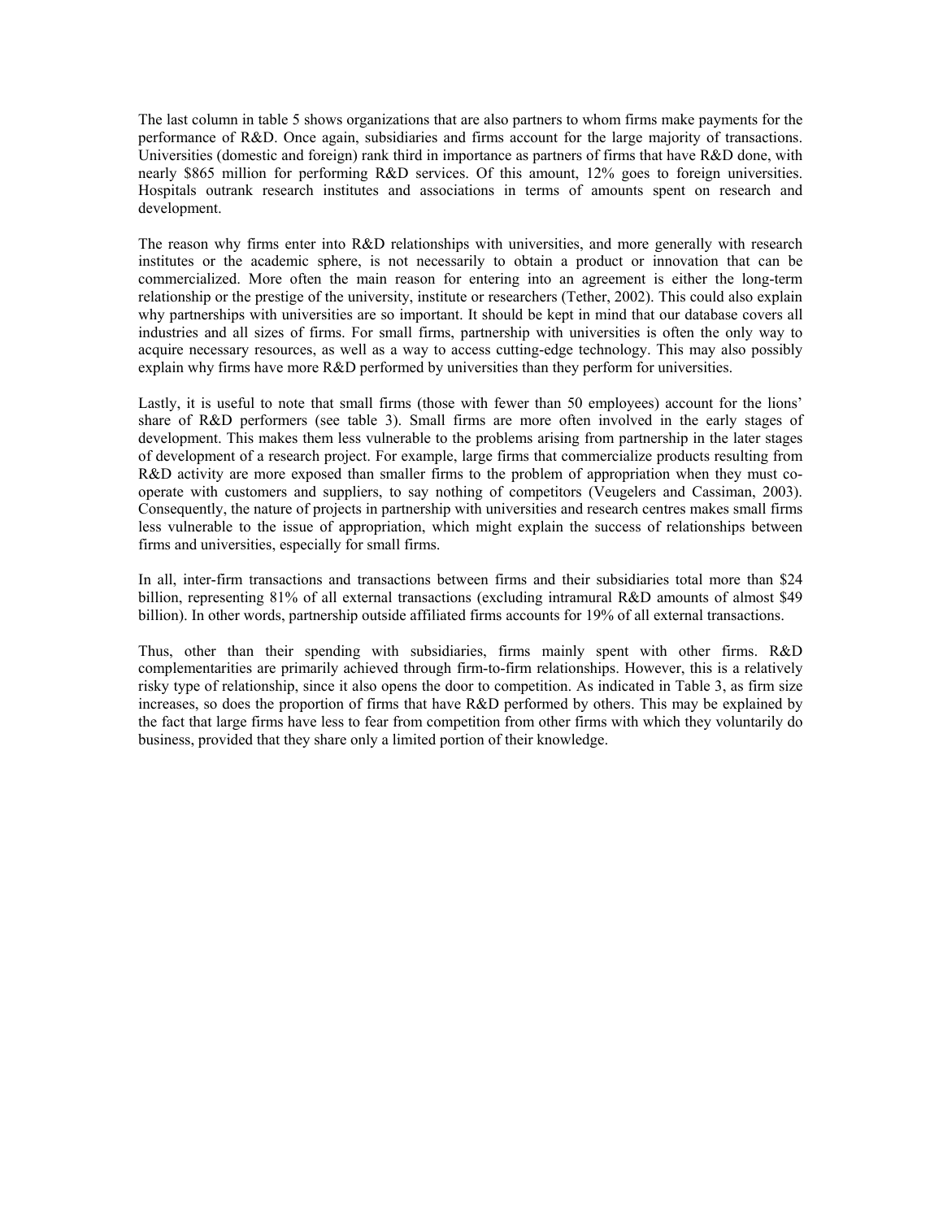The last column in table 5 shows organizations that are also partners to whom firms make payments for the performance of R&D. Once again, subsidiaries and firms account for the large majority of transactions. Universities (domestic and foreign) rank third in importance as partners of firms that have R&D done, with nearly $865 million for performing R&D services. Of this amount, 12% goes to foreign universities. Hospitals outrank research institutes and associations in terms of amounts spent on research and development.

The reason why firms enter into R&D relationships with universities, and more generally with research institutes or the academic sphere, is not necessarily to obtain a product or innovation that can be commercialized. More often the main reason for entering into an agreement is either the long-term relationship or the prestige of the university, institute or researchers (Tether, 2002). This could also explain why partnerships with universities are so important. It should be kept in mind that our database covers all industries and all sizes of firms. For small firms, partnership with universities is often the only way to acquire necessary resources, as well as a way to access cutting-edge technology. This may also possibly explain why firms have more R&D performed by universities than they perform for universities.

Lastly, it is useful to note that small firms (those with fewer than 50 employees) account for the lions' share of R&D performers (see table 3). Small firms are more often involved in the early stages of development. This makes them less vulnerable to the problems arising from partnership in the later stages of development of a research project. For example, large firms that commercialize products resulting from R&D activity are more exposed than smaller firms to the problem of appropriation when they must co-operate with customers and suppliers, to say nothing of competitors (Veugelers and Cassiman, 2003). Consequently, the nature of projects in partnership with universities and research centres makes small firms less vulnerable to the issue of appropriation, which might explain the success of relationships between firms and universities, especially for small firms.

In all, inter-firm transactions and transactions between firms and their subsidiaries total more than $24 billion, representing 81% of all external transactions (excluding intramural R&D amounts of almost $49 billion). In other words, partnership outside affiliated firms accounts for 19% of all external transactions.

Thus, other than their spending with subsidiaries, firms mainly spent with other firms. R&D complementarities are primarily achieved through firm-to-firm relationships. However, this is a relatively risky type of relationship, since it also opens the door to competition. As indicated in Table 3, as firm size increases, so does the proportion of firms that have R&D performed by others. This may be explained by the fact that large firms have less to fear from competition from other firms with which they voluntarily do business, provided that they share only a limited portion of their knowledge.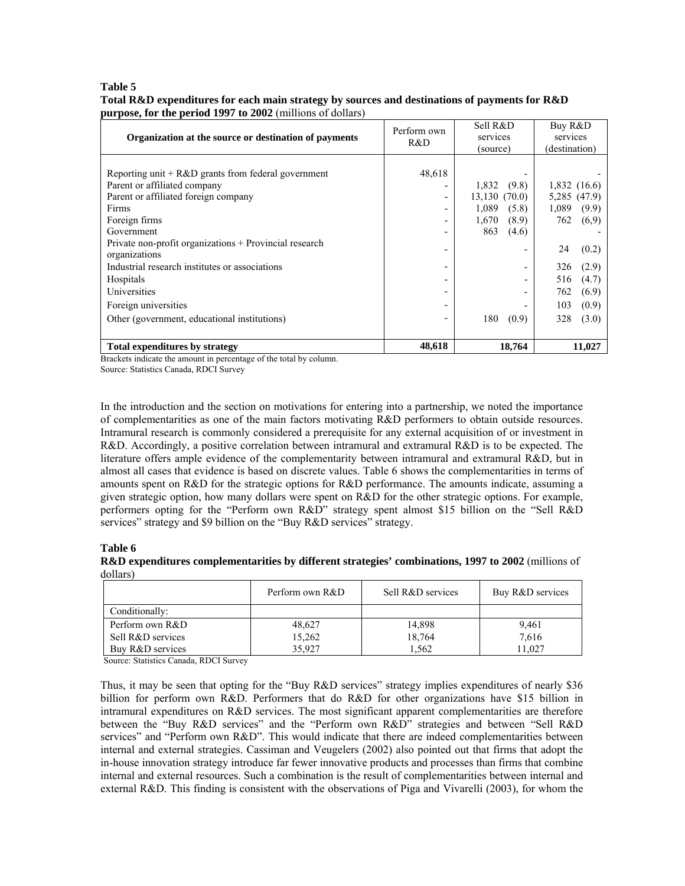**Table 5**
**Total R&D expenditures for each main strategy by sources and destinations of payments for R&D purpose, for the period 1997 to 2002** (millions of dollars)

| Organization at the source or destination of payments | Perform own R&D | Sell R&D services (source) | Buy R&D services (destination) |
|---|---|---|---|
| Reporting unit + R&D grants from federal government | 48,618 | - | - |
| Parent or affiliated company | - | 1,832 (9.8) | 1,832 (16.6) |
| Parent or affiliated foreign company | - | 13,130 (70.0) | 5,285 (47.9) |
| Firms | - | 1,089 (5.8) | 1,089 (9.9) |
| Foreign firms | - | 1,670 (8.9) | 762 (6,9) |
| Government | - | 863 (4.6) | - |
| Private non-profit organizations + Provincial research organizations | - | - | 24 (0.2) |
| Industrial research institutes or associations | - | - | 326 (2.9) |
| Hospitals | - | - | 516 (4.7) |
| Universities | - | - | 762 (6.9) |
| Foreign universities | - | - | 103 (0.9) |
| Other (government, educational institutions) | - | 180 (0.9) | 328 (3.0) |
| **Total expenditures by strategy** | **48,618** | **18,764** | **11,027** |

Brackets indicate the amount in percentage of the total by column.
Source: Statistics Canada, RDCI Survey

In the introduction and the section on motivations for entering into a partnership, we noted the importance of complementarities as one of the main factors motivating R&D performers to obtain outside resources. Intramural research is commonly considered a prerequisite for any external acquisition of or investment in R&D. Accordingly, a positive correlation between intramural and extramural R&D is to be expected. The literature offers ample evidence of the complementarity between intramural and extramural R&D, but in almost all cases that evidence is based on discrete values. Table 6 shows the complementarities in terms of amounts spent on R&D for the strategic options for R&D performance. The amounts indicate, assuming a given strategic option, how many dollars were spent on R&D for the other strategic options. For example, performers opting for the "Perform own R&D" strategy spent almost $15 billion on the "Sell R&D services" strategy and $9 billion on the "Buy R&D services" strategy.

**Table 6**
**R&D expenditures complementarities by different strategies' combinations, 1997 to 2002** (millions of dollars)

| | Perform own R&D | Sell R&D services | Buy R&D services |
|---|---|---|---|
| Conditionally: | | | |
| Perform own R&D | 48,627 | 14,898 | 9,461 |
| Sell R&D services | 15,262 | 18,764 | 7,616 |
| Buy R&D services | 35,927 | 1,562 | 11,027 |

Source: Statistics Canada, RDCI Survey

Thus, it may be seen that opting for the "Buy R&D services" strategy implies expenditures of nearly $36 billion for perform own R&D. Performers that do R&D for other organizations have $15 billion in intramural expenditures on R&D services. The most significant apparent complementarities are therefore between the "Buy R&D services" and the "Perform own R&D" strategies and between "Sell R&D services" and "Perform own R&D". This would indicate that there are indeed complementarities between internal and external strategies. Cassiman and Veugelers (2002) also pointed out that firms that adopt the in-house innovation strategy introduce far fewer innovative products and processes than firms that combine internal and external resources. Such a combination is the result of complementarities between internal and external R&D. This finding is consistent with the observations of Piga and Vivarelli (2003), for whom the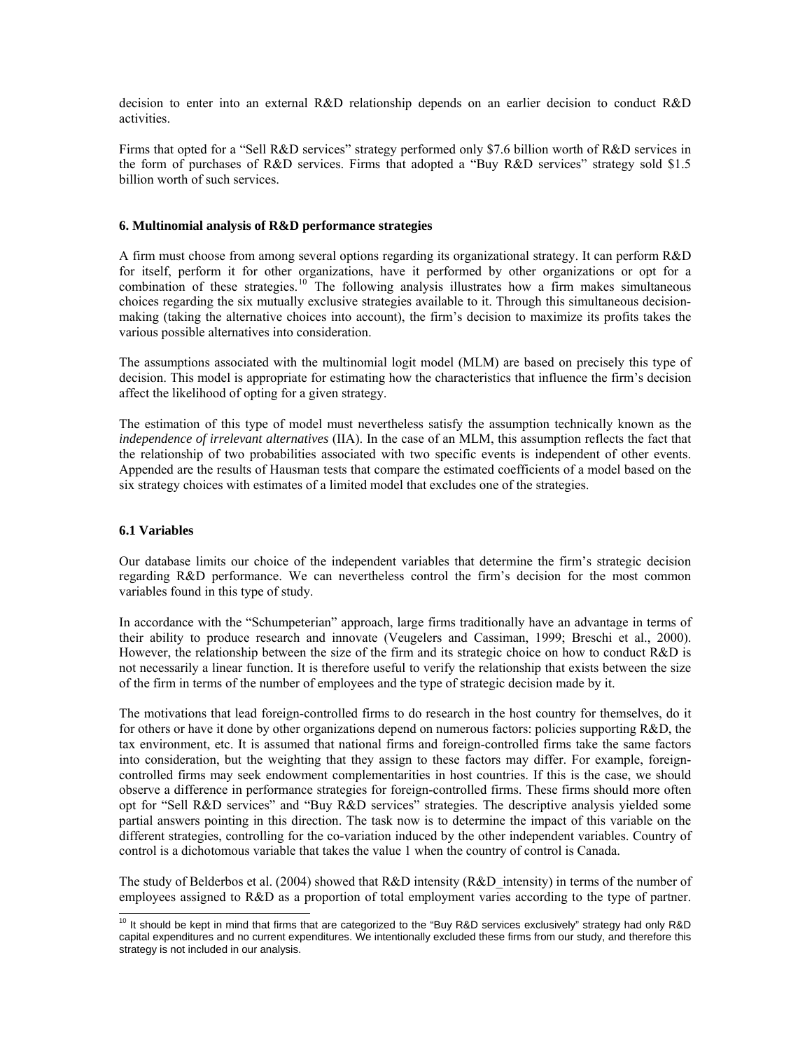decision to enter into an external R&D relationship depends on an earlier decision to conduct R&D activities.

Firms that opted for a "Sell R&D services" strategy performed only $7.6 billion worth of R&D services in the form of purchases of R&D services. Firms that adopted a "Buy R&D services" strategy sold $1.5 billion worth of such services.

### 6. Multinomial analysis of R&D performance strategies

A firm must choose from among several options regarding its organizational strategy. It can perform R&D for itself, perform it for other organizations, have it performed by other organizations or opt for a combination of these strategies.[10] The following analysis illustrates how a firm makes simultaneous choices regarding the six mutually exclusive strategies available to it. Through this simultaneous decision-making (taking the alternative choices into account), the firm's decision to maximize its profits takes the various possible alternatives into consideration.

The assumptions associated with the multinomial logit model (MLM) are based on precisely this type of decision. This model is appropriate for estimating how the characteristics that influence the firm's decision affect the likelihood of opting for a given strategy.

The estimation of this type of model must nevertheless satisfy the assumption technically known as the *independence of irrelevant alternatives* (IIA). In the case of an MLM, this assumption reflects the fact that the relationship of two probabilities associated with two specific events is independent of other events. Appended are the results of Hausman tests that compare the estimated coefficients of a model based on the six strategy choices with estimates of a limited model that excludes one of the strategies.

#### 6.1 Variables

Our database limits our choice of the independent variables that determine the firm's strategic decision regarding R&D performance. We can nevertheless control the firm's decision for the most common variables found in this type of study.

In accordance with the "Schumpeterian" approach, large firms traditionally have an advantage in terms of their ability to produce research and innovate (Veugelers and Cassiman, 1999; Breschi et al., 2000). However, the relationship between the size of the firm and its strategic choice on how to conduct R&D is not necessarily a linear function. It is therefore useful to verify the relationship that exists between the size of the firm in terms of the number of employees and the type of strategic decision made by it.

The motivations that lead foreign-controlled firms to do research in the host country for themselves, do it for others or have it done by other organizations depend on numerous factors: policies supporting R&D, the tax environment, etc. It is assumed that national firms and foreign-controlled firms take the same factors into consideration, but the weighting that they assign to these factors may differ. For example, foreign-controlled firms may seek endowment complementarities in host countries. If this is the case, we should observe a difference in performance strategies for foreign-controlled firms. These firms should more often opt for "Sell R&D services" and "Buy R&D services" strategies. The descriptive analysis yielded some partial answers pointing in this direction. The task now is to determine the impact of this variable on the different strategies, controlling for the co-variation induced by the other independent variables. Country of control is a dichotomous variable that takes the value 1 when the country of control is Canada.

The study of Belderbos et al. (2004) showed that R&D intensity (R&D_intensity) in terms of the number of employees assigned to R&D as a proportion of total employment varies according to the type of partner.

[10] It should be kept in mind that firms that are categorized to the "Buy R&D services exclusively" strategy had only R&D capital expenditures and no current expenditures. We intentionally excluded these firms from our study, and therefore this strategy is not included in our analysis.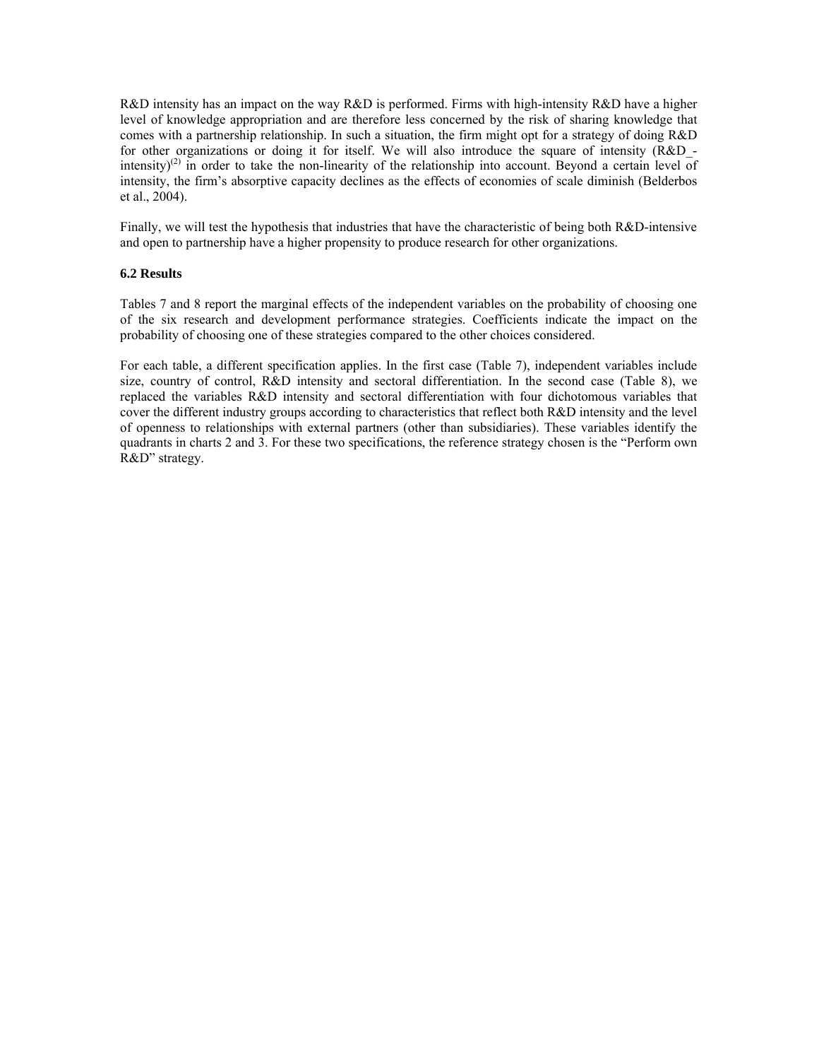R&D intensity has an impact on the way R&D is performed. Firms with high-intensity R&D have a higher level of knowledge appropriation and are therefore less concerned by the risk of sharing knowledge that comes with a partnership relationship. In such a situation, the firm might opt for a strategy of doing R&D for other organizations or doing it for itself. We will also introduce the square of intensity (R&D_-intensity)[(2)] in order to take the non-linearity of the relationship into account. Beyond a certain level of intensity, the firm's absorptive capacity declines as the effects of economies of scale diminish (Belderbos et al., 2004).

Finally, we will test the hypothesis that industries that have the characteristic of being both R&D-intensive and open to partnership have a higher propensity to produce research for other organizations.

### 6.2 Results

Tables 7 and 8 report the marginal effects of the independent variables on the probability of choosing one of the six research and development performance strategies. Coefficients indicate the impact on the probability of choosing one of these strategies compared to the other choices considered.

For each table, a different specification applies. In the first case (Table 7), independent variables include size, country of control, R&D intensity and sectoral differentiation. In the second case (Table 8), we replaced the variables R&D intensity and sectoral differentiation with four dichotomous variables that cover the different industry groups according to characteristics that reflect both R&D intensity and the level of openness to relationships with external partners (other than subsidiaries). These variables identify the quadrants in charts 2 and 3. For these two specifications, the reference strategy chosen is the "Perform own R&D" strategy.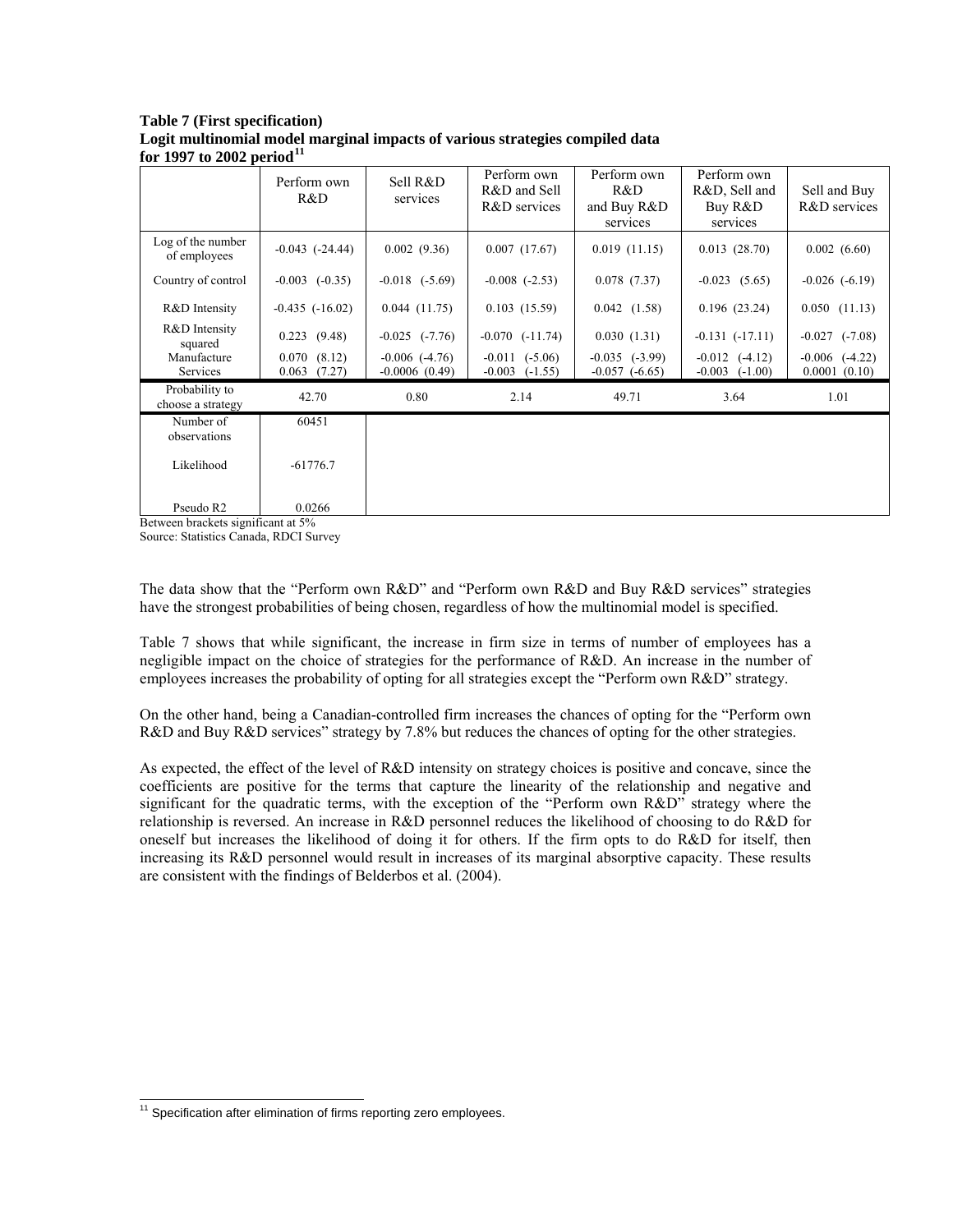**Table 7 (First specification)**
**Logit multinomial model marginal impacts of various strategies compiled data for 1997 to 2002 period**[11]

| | Perform own R&D | Sell R&D services | Perform own R&D and Sell R&D services | Perform own R&D and Buy R&D services | Perform own R&D, Sell and Buy R&D services | Sell and Buy R&D services |
|---|---|---|---|---|---|---|
| Log of the number of employees | -0.043 (-24.44) | 0.002 (9.36) | 0.007 (17.67) | 0.019 (11.15) | 0.013 (28.70) | 0.002 (6.60) |
| Country of control | -0.003 (-0.35) | -0.018 (-5.69) | -0.008 (-2.53) | 0.078 (7.37) | -0.023 (5.65) | -0.026 (-6.19) |
| R&D Intensity | -0.435 (-16.02) | 0.044 (11.75) | 0.103 (15.59) | 0.042 (1.58) | 0.196 (23.24) | 0.050 (11.13) |
| R&D Intensity squared | 0.223 (9.48) | -0.025 (-7.76) | -0.070 (-11.74) | 0.030 (1.31) | -0.131 (-17.11) | -0.027 (-7.08) |
| Manufacture | 0.070 (8.12) | -0.006 (-4.76) | -0.011 (-5.06) | -0.035 (-3.99) | -0.012 (-4.12) | -0.006 (-4.22) |
| Services | 0.063 (7.27) | -0.0006 (0.49) | -0.003 (-1.55) | -0.057 (-6.65) | -0.003 (-1.00) | 0.0001 (0.10) |
| Probability to choose a strategy | 42.70 | 0.80 | 2.14 | 49.71 | 3.64 | 1.01 |
| Number of observations | 60451 | | | | | |
| Likelihood | -61776.7 | | | | | |
| Pseudo R2 | 0.0266 | | | | | |

Between brackets significant at 5%
Source: Statistics Canada, RDCI Survey

The data show that the "Perform own R&D" and "Perform own R&D and Buy R&D services" strategies have the strongest probabilities of being chosen, regardless of how the multinomial model is specified.

Table 7 shows that while significant, the increase in firm size in terms of number of employees has a negligible impact on the choice of strategies for the performance of R&D. An increase in the number of employees increases the probability of opting for all strategies except the "Perform own R&D" strategy.

On the other hand, being a Canadian-controlled firm increases the chances of opting for the "Perform own R&D and Buy R&D services" strategy by 7.8% but reduces the chances of opting for the other strategies.

As expected, the effect of the level of R&D intensity on strategy choices is positive and concave, since the coefficients are positive for the terms that capture the linearity of the relationship and negative and significant for the quadratic terms, with the exception of the "Perform own R&D" strategy where the relationship is reversed. An increase in R&D personnel reduces the likelihood of choosing to do R&D for oneself but increases the likelihood of doing it for others. If the firm opts to do R&D for itself, then increasing its R&D personnel would result in increases of its marginal absorptive capacity. These results are consistent with the findings of Belderbos et al. (2004).

[11] Specification after elimination of firms reporting zero employees.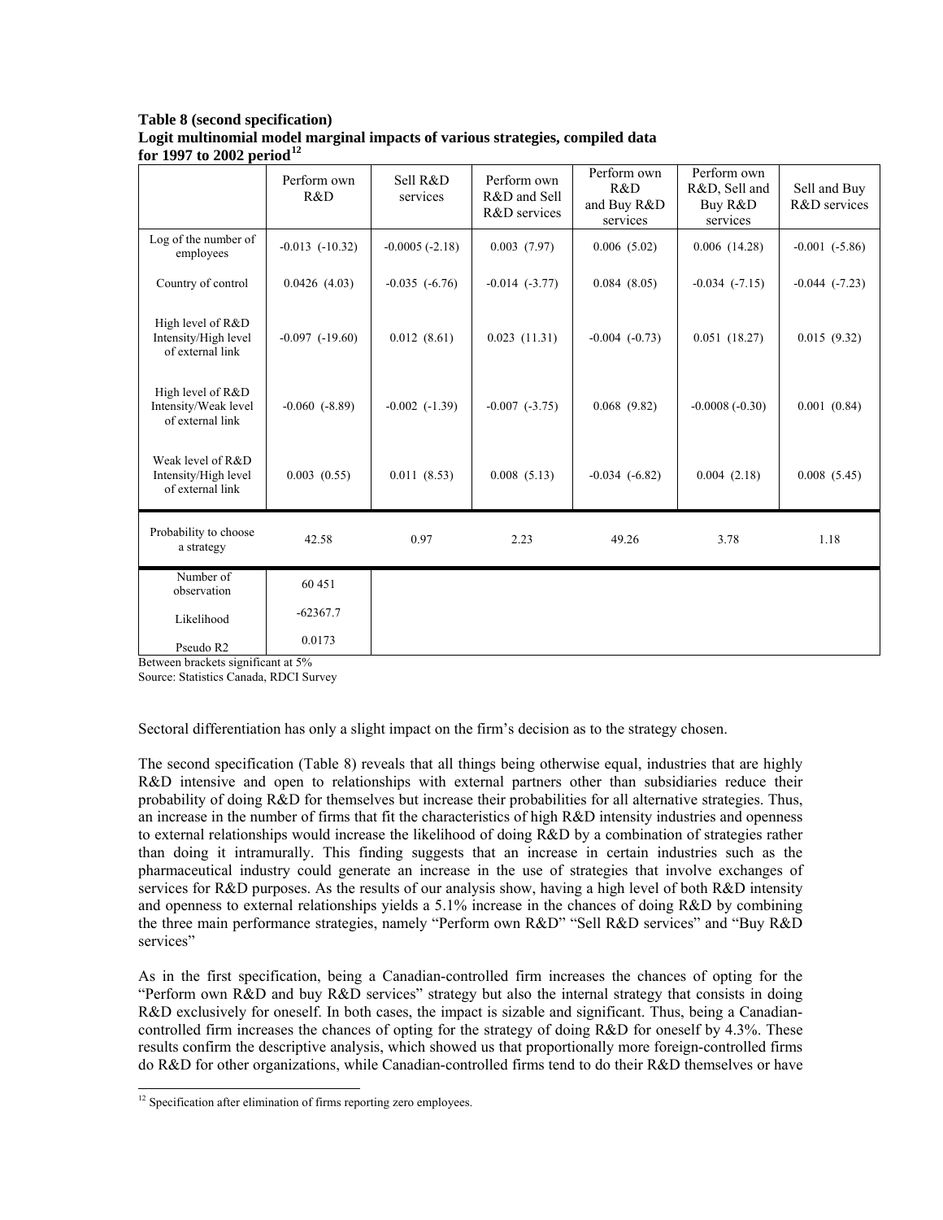**Table 8 (second specification)**
**Logit multinomial model marginal impacts of various strategies, compiled data for 1997 to 2002 period**[12]

| | Perform own R&D | Sell R&D services | Perform own R&D and Sell R&D services | Perform own R&D and Buy R&D services | Perform own R&D, Sell and Buy R&D services | Sell and Buy R&D services |
|---|---|---|---|---|---|---|
| Log of the number of employees | -0.013 (-10.32) | -0.0005 (-2.18) | 0.003 (7.97) | 0.006 (5.02) | 0.006 (14.28) | -0.001 (-5.86) |
| Country of control | 0.0426 (4.03) | -0.035 (-6.76) | -0.014 (-3.77) | 0.084 (8.05) | -0.034 (-7.15) | -0.044 (-7.23) |
| High level of R&D Intensity/High level of external link | -0.097 (-19.60) | 0.012 (8.61) | 0.023 (11.31) | -0.004 (-0.73) | 0.051 (18.27) | 0.015 (9.32) |
| High level of R&D Intensity/Weak level of external link | -0.060 (-8.89) | -0.002 (-1.39) | -0.007 (-3.75) | 0.068 (9.82) | -0.0008 (-0.30) | 0.001 (0.84) |
| Weak level of R&D Intensity/High level of external link | 0.003 (0.55) | 0.011 (8.53) | 0.008 (5.13) | -0.034 (-6.82) | 0.004 (2.18) | 0.008 (5.45) |
| Probability to choose a strategy | 42.58 | 0.97 | 2.23 | 49.26 | 3.78 | 1.18 |
| Number of observation | 60 451 | | | | | |
| Likelihood | -62367.7 | | | | | |
| Pseudo R2 | 0.0173 | | | | | |

Between brackets significant at 5%
Source: Statistics Canada, RDCI Survey

Sectoral differentiation has only a slight impact on the firm's decision as to the strategy chosen.

The second specification (Table 8) reveals that all things being otherwise equal, industries that are highly R&D intensive and open to relationships with external partners other than subsidiaries reduce their probability of doing R&D for themselves but increase their probabilities for all alternative strategies. Thus, an increase in the number of firms that fit the characteristics of high R&D intensity industries and openness to external relationships would increase the likelihood of doing R&D by a combination of strategies rather than doing it intramurally. This finding suggests that an increase in certain industries such as the pharmaceutical industry could generate an increase in the use of strategies that involve exchanges of services for R&D purposes. As the results of our analysis show, having a high level of both R&D intensity and openness to external relationships yields a 5.1% increase in the chances of doing R&D by combining the three main performance strategies, namely "Perform own R&D" "Sell R&D services" and "Buy R&D services"

As in the first specification, being a Canadian-controlled firm increases the chances of opting for the "Perform own R&D and buy R&D services" strategy but also the internal strategy that consists in doing R&D exclusively for oneself. In both cases, the impact is sizable and significant. Thus, being a Canadian-controlled firm increases the chances of opting for the strategy of doing R&D for oneself by 4.3%. These results confirm the descriptive analysis, which showed us that proportionally more foreign-controlled firms do R&D for other organizations, while Canadian-controlled firms tend to do their R&D themselves or have

[12] Specification after elimination of firms reporting zero employees.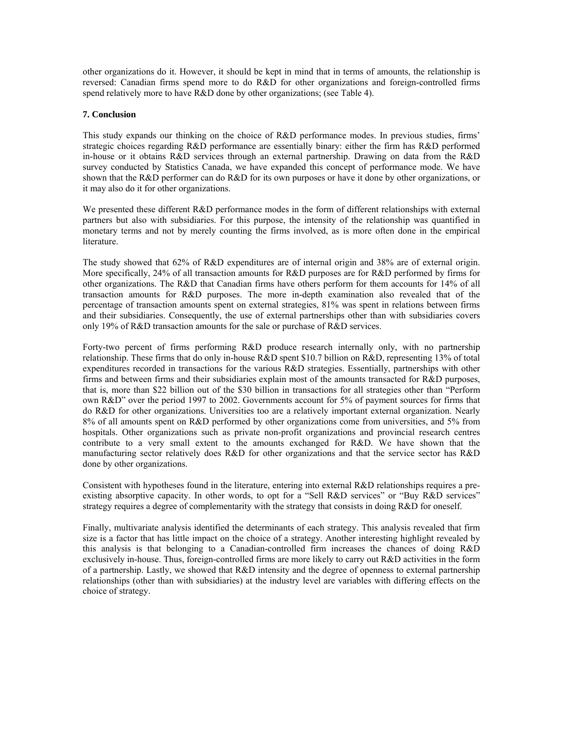other organizations do it. However, it should be kept in mind that in terms of amounts, the relationship is reversed: Canadian firms spend more to do R&D for other organizations and foreign-controlled firms spend relatively more to have R&D done by other organizations; (see Table 4).

## 7. Conclusion

This study expands our thinking on the choice of R&D performance modes. In previous studies, firms' strategic choices regarding R&D performance are essentially binary: either the firm has R&D performed in-house or it obtains R&D services through an external partnership. Drawing on data from the R&D survey conducted by Statistics Canada, we have expanded this concept of performance mode. We have shown that the R&D performer can do R&D for its own purposes or have it done by other organizations, or it may also do it for other organizations.

We presented these different R&D performance modes in the form of different relationships with external partners but also with subsidiaries. For this purpose, the intensity of the relationship was quantified in monetary terms and not by merely counting the firms involved, as is more often done in the empirical literature.

The study showed that 62% of R&D expenditures are of internal origin and 38% are of external origin. More specifically, 24% of all transaction amounts for R&D purposes are for R&D performed by firms for other organizations. The R&D that Canadian firms have others perform for them accounts for 14% of all transaction amounts for R&D purposes. The more in-depth examination also revealed that of the percentage of transaction amounts spent on external strategies, 81% was spent in relations between firms and their subsidiaries. Consequently, the use of external partnerships other than with subsidiaries covers only 19% of R&D transaction amounts for the sale or purchase of R&D services.

Forty-two percent of firms performing R&D produce research internally only, with no partnership relationship. These firms that do only in-house R&D spent $10.7 billion on R&D, representing 13% of total expenditures recorded in transactions for the various R&D strategies. Essentially, partnerships with other firms and between firms and their subsidiaries explain most of the amounts transacted for R&D purposes, that is, more than $22 billion out of the $30 billion in transactions for all strategies other than "Perform own R&D" over the period 1997 to 2002. Governments account for 5% of payment sources for firms that do R&D for other organizations. Universities too are a relatively important external organization. Nearly 8% of all amounts spent on R&D performed by other organizations come from universities, and 5% from hospitals. Other organizations such as private non-profit organizations and provincial research centres contribute to a very small extent to the amounts exchanged for R&D. We have shown that the manufacturing sector relatively does R&D for other organizations and that the service sector has R&D done by other organizations.

Consistent with hypotheses found in the literature, entering into external R&D relationships requires a pre-existing absorptive capacity. In other words, to opt for a "Sell R&D services" or "Buy R&D services" strategy requires a degree of complementarity with the strategy that consists in doing R&D for oneself.

Finally, multivariate analysis identified the determinants of each strategy. This analysis revealed that firm size is a factor that has little impact on the choice of a strategy. Another interesting highlight revealed by this analysis is that belonging to a Canadian-controlled firm increases the chances of doing R&D exclusively in-house. Thus, foreign-controlled firms are more likely to carry out R&D activities in the form of a partnership. Lastly, we showed that R&D intensity and the degree of openness to external partnership relationships (other than with subsidiaries) at the industry level are variables with differing effects on the choice of strategy.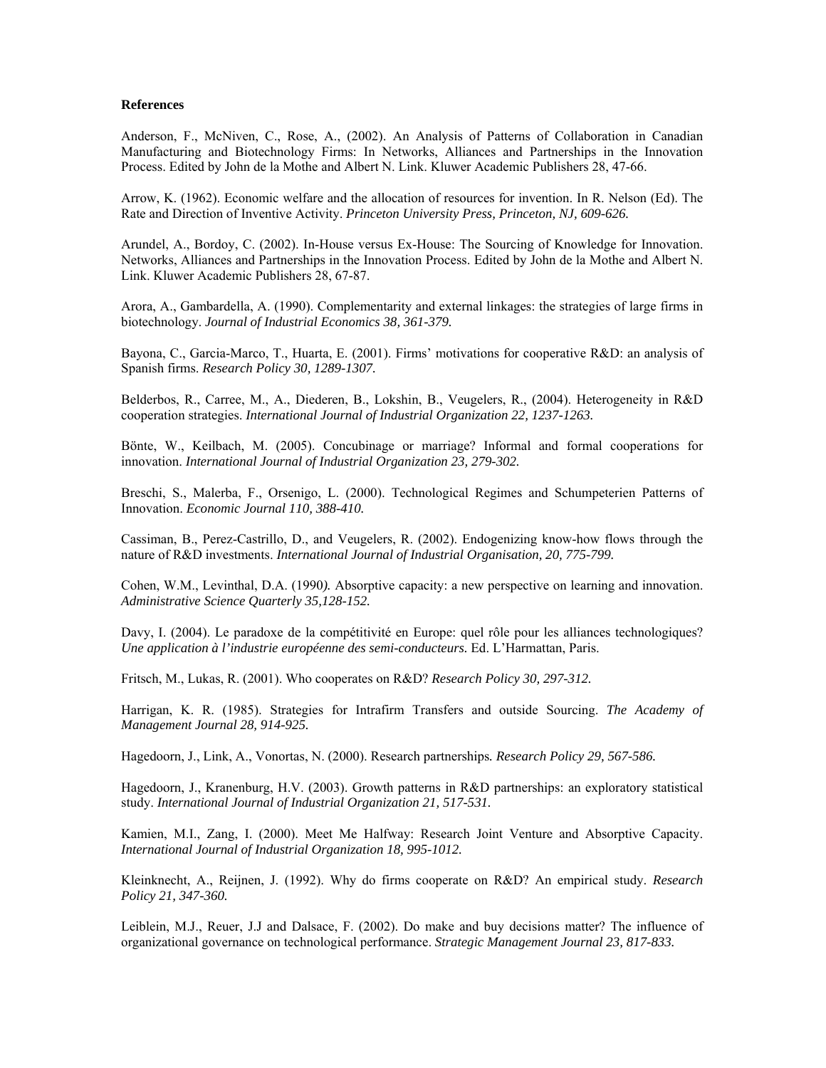**References**

Anderson, F., McNiven, C., Rose, A., (2002). An Analysis of Patterns of Collaboration in Canadian Manufacturing and Biotechnology Firms: In Networks, Alliances and Partnerships in the Innovation Process. Edited by John de la Mothe and Albert N. Link. Kluwer Academic Publishers 28, 47-66.

Arrow, K. (1962). Economic welfare and the allocation of resources for invention. In R. Nelson (Ed). The Rate and Direction of Inventive Activity. *Princeton University Press, Princeton, NJ, 609-626.*

Arundel, A., Bordoy, C. (2002). In-House versus Ex-House: The Sourcing of Knowledge for Innovation. Networks, Alliances and Partnerships in the Innovation Process. Edited by John de la Mothe and Albert N. Link. Kluwer Academic Publishers 28, 67-87.

Arora, A., Gambardella, A. (1990). Complementarity and external linkages: the strategies of large firms in biotechnology. *Journal of Industrial Economics 38, 361-379.*

Bayona, C., Garcia-Marco, T., Huarta, E. (2001). Firms' motivations for cooperative R&D: an analysis of Spanish firms. *Research Policy 30, 1289-1307.*

Belderbos, R., Carree, M., A., Diederen, B., Lokshin, B., Veugelers, R., (2004). Heterogeneity in R&D cooperation strategies. *International Journal of Industrial Organization 22, 1237-1263.*

Bönte, W., Keilbach, M. (2005). Concubinage or marriage? Informal and formal cooperations for innovation. *International Journal of Industrial Organization 23, 279-302.*

Breschi, S., Malerba, F., Orsenigo, L. (2000). Technological Regimes and Schumpeterien Patterns of Innovation. *Economic Journal 110, 388-410.*

Cassiman, B., Perez-Castrillo, D., and Veugelers, R. (2002). Endogenizing know-how flows through the nature of R&D investments. *International Journal of Industrial Organisation, 20, 775-799.*

Cohen, W.M., Levinthal, D.A. (1990*).* Absorptive capacity: a new perspective on learning and innovation. *Administrative Science Quarterly 35,128-152.*

Davy, I. (2004). Le paradoxe de la compétitivité en Europe: quel rôle pour les alliances technologiques? *Une application à l'industrie européenne des semi-conducteurs.* Ed. L'Harmattan, Paris.

Fritsch, M., Lukas, R. (2001). Who cooperates on R&D? *Research Policy 30, 297-312.*

Harrigan, K. R. (1985). Strategies for Intrafirm Transfers and outside Sourcing. *The Academy of Management Journal 28, 914-925.*

Hagedoorn, J., Link, A., Vonortas, N. (2000). Research partnerships*. Research Policy 29, 567-586.*

Hagedoorn, J., Kranenburg, H.V. (2003). Growth patterns in R&D partnerships: an exploratory statistical study. *International Journal of Industrial Organization 21, 517-531.*

Kamien, M.I., Zang, I. (2000). Meet Me Halfway: Research Joint Venture and Absorptive Capacity. *International Journal of Industrial Organization 18, 995-1012.*

Kleinknecht, A., Reijnen, J. (1992). Why do firms cooperate on R&D? An empirical study. *Research Policy 21, 347-360.*

Leiblein, M.J., Reuer, J.J and Dalsace, F. (2002). Do make and buy decisions matter? The influence of organizational governance on technological performance. *Strategic Management Journal 23, 817-833.*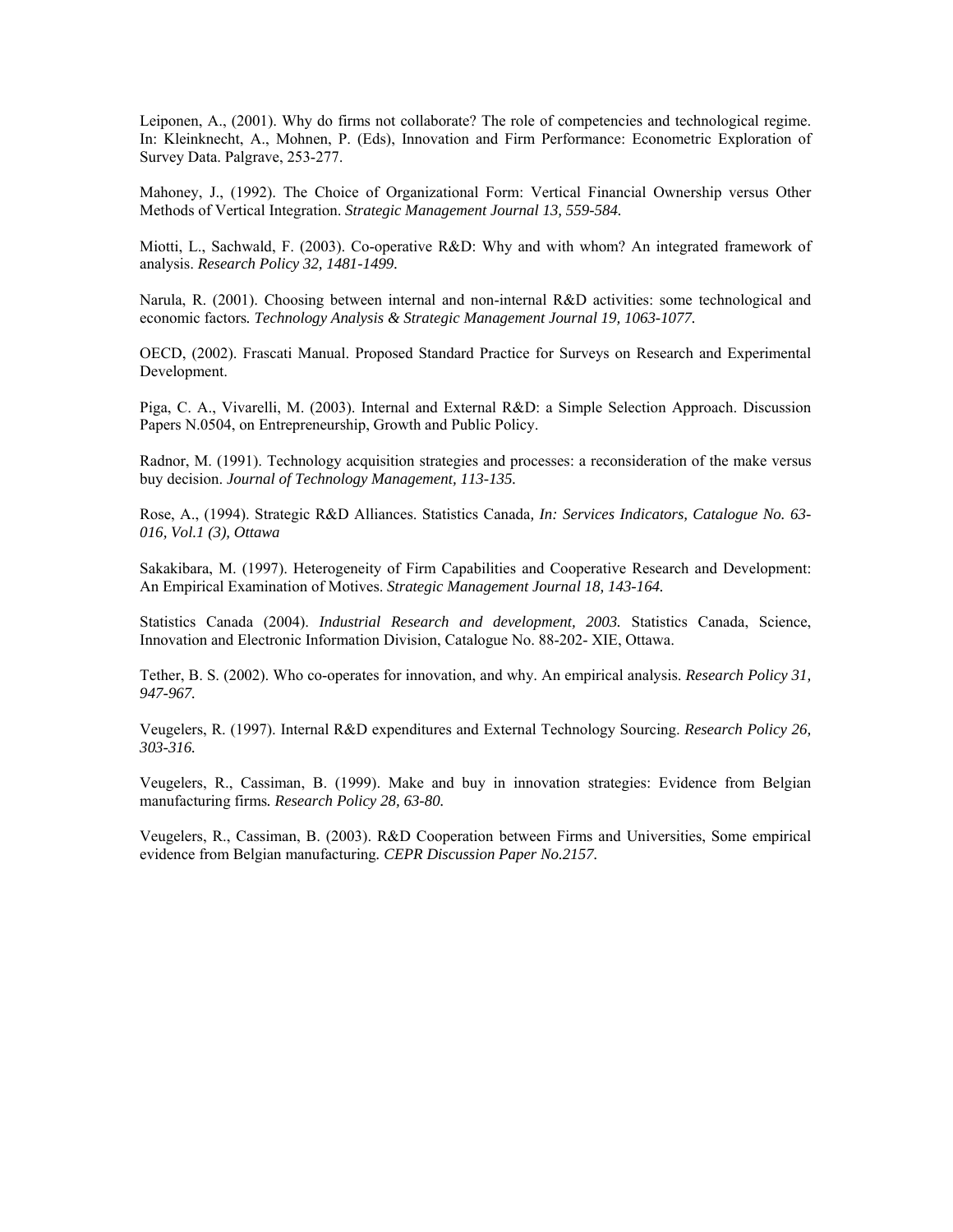Leiponen, A., (2001). Why do firms not collaborate? The role of competencies and technological regime. In: Kleinknecht, A., Mohnen, P. (Eds), Innovation and Firm Performance: Econometric Exploration of Survey Data. Palgrave, 253-277.

Mahoney, J., (1992). The Choice of Organizational Form: Vertical Financial Ownership versus Other Methods of Vertical Integration. *Strategic Management Journal 13, 559-584.*

Miotti, L., Sachwald, F. (2003). Co-operative R&D: Why and with whom? An integrated framework of analysis. *Research Policy 32, 1481-1499.*

Narula, R. (2001). Choosing between internal and non-internal R&D activities: some technological and economic factors*. Technology Analysis & Strategic Management Journal 19, 1063-1077.*

OECD, (2002). Frascati Manual. Proposed Standard Practice for Surveys on Research and Experimental Development.

Piga, C. A., Vivarelli, M. (2003). Internal and External R&D: a Simple Selection Approach. Discussion Papers N.0504, on Entrepreneurship, Growth and Public Policy.

Radnor, M. (1991). Technology acquisition strategies and processes: a reconsideration of the make versus buy decision. *Journal of Technology Management, 113-135.*

Rose, A., (1994). Strategic R&D Alliances. Statistics Canada*, In: Services Indicators, Catalogue No. 63-016, Vol.1 (3), Ottawa*

Sakakibara, M. (1997). Heterogeneity of Firm Capabilities and Cooperative Research and Development: An Empirical Examination of Motives. *Strategic Management Journal 18, 143-164.*

Statistics Canada (2004). *Industrial Research and development, 2003.* Statistics Canada, Science, Innovation and Electronic Information Division, Catalogue No. 88-202- XIE, Ottawa.

Tether, B. S. (2002). Who co-operates for innovation, and why. An empirical analysis. *Research Policy 31, 947-967.*

Veugelers, R. (1997). Internal R&D expenditures and External Technology Sourcing. *Research Policy 26, 303-316.*

Veugelers, R., Cassiman, B. (1999). Make and buy in innovation strategies: Evidence from Belgian manufacturing firms*. Research Policy 28, 63-80.*

Veugelers, R., Cassiman, B. (2003). R&D Cooperation between Firms and Universities, Some empirical evidence from Belgian manufacturing*. CEPR Discussion Paper No.2157*.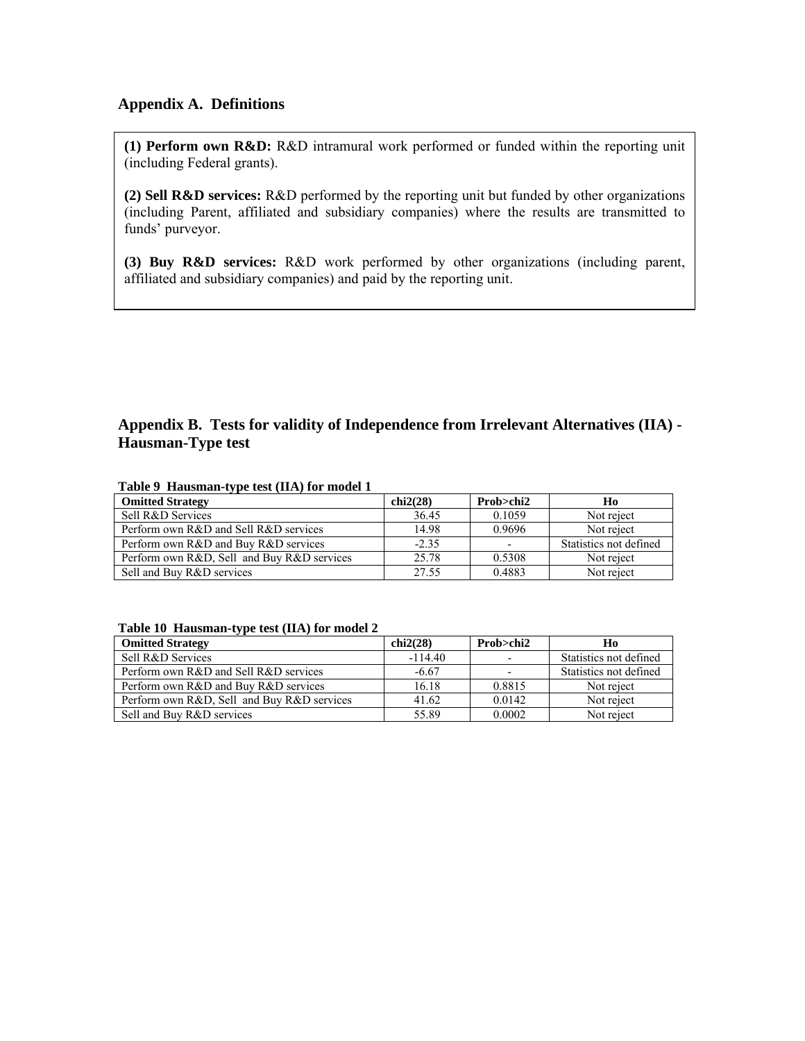## Appendix A. Definitions

**(1) Perform own R&D:** R&D intramural work performed or funded within the reporting unit (including Federal grants).

**(2) Sell R&D services:** R&D performed by the reporting unit but funded by other organizations (including Parent, affiliated and subsidiary companies) where the results are transmitted to funds' purveyor.

**(3) Buy R&D services:** R&D work performed by other organizations (including parent, affiliated and subsidiary companies) and paid by the reporting unit.

## Appendix B. Tests for validity of Independence from Irrelevant Alternatives (IIA) - Hausman-Type test

**Table 9 Hausman-type test (IIA) for model 1**

| Omitted Strategy | chi2(28) | Prob>chi2 | Ho |
|---|---|---|---|
| Sell R&D Services | 36.45 | 0.1059 | Not reject |
| Perform own R&D and Sell R&D services | 14.98 | 0.9696 | Not reject |
| Perform own R&D and Buy R&D services | -2.35 | - | Statistics not defined |
| Perform own R&D, Sell and Buy R&D services | 25.78 | 0.5308 | Not reject |
| Sell and Buy R&D services | 27.55 | 0.4883 | Not reject |

**Table 10 Hausman-type test (IIA) for model 2**

| Omitted Strategy | chi2(28) | Prob>chi2 | Ho |
|---|---|---|---|
| Sell R&D Services | -114.40 | - | Statistics not defined |
| Perform own R&D and Sell R&D services | -6.67 | - | Statistics not defined |
| Perform own R&D and Buy R&D services | 16.18 | 0.8815 | Not reject |
| Perform own R&D, Sell and Buy R&D services | 41.62 | 0.0142 | Not reject |
| Sell and Buy R&D services | 55.89 | 0.0002 | Not reject |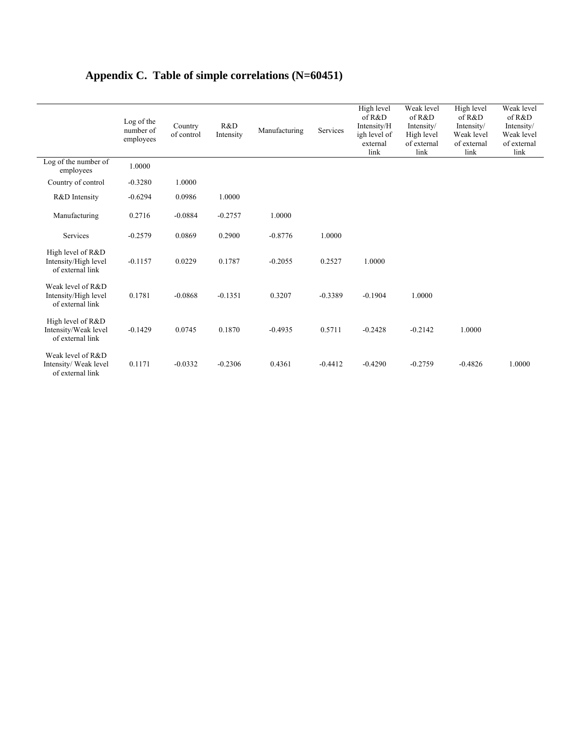## Appendix C. Table of simple correlations (N=60451)

| | Log of the number of employees | Country of control | R&D Intensity | Manufacturing | Services | High level of R&D Intensity/High level of external link | Weak level of R&D Intensity/ High level of external link | High level of R&D Intensity/ Weak level of external link | Weak level of R&D Intensity/ Weak level of external link |
|---|---|---|---|---|---|---|---|---|---|
| Log of the number of employees | 1.0000 | | | | | | | | |
| Country of control | -0.3280 | 1.0000 | | | | | | | |
| R&D Intensity | -0.6294 | 0.0986 | 1.0000 | | | | | | |
| Manufacturing | 0.2716 | -0.0884 | -0.2757 | 1.0000 | | | | | |
| Services | -0.2579 | 0.0869 | 0.2900 | -0.8776 | 1.0000 | | | | |
| High level of R&D Intensity/High level of external link | -0.1157 | 0.0229 | 0.1787 | -0.2055 | 0.2527 | 1.0000 | | | |
| Weak level of R&D Intensity/High level of external link | 0.1781 | -0.0868 | -0.1351 | 0.3207 | -0.3389 | -0.1904 | 1.0000 | | |
| High level of R&D Intensity/Weak level of external link | -0.1429 | 0.0745 | 0.1870 | -0.4935 | 0.5711 | -0.2428 | -0.2142 | 1.0000 | |
| Weak level of R&D Intensity/ Weak level of external link | 0.1171 | -0.0332 | -0.2306 | 0.4361 | -0.4412 | -0.4290 | -0.2759 | -0.4826 | 1.0000 |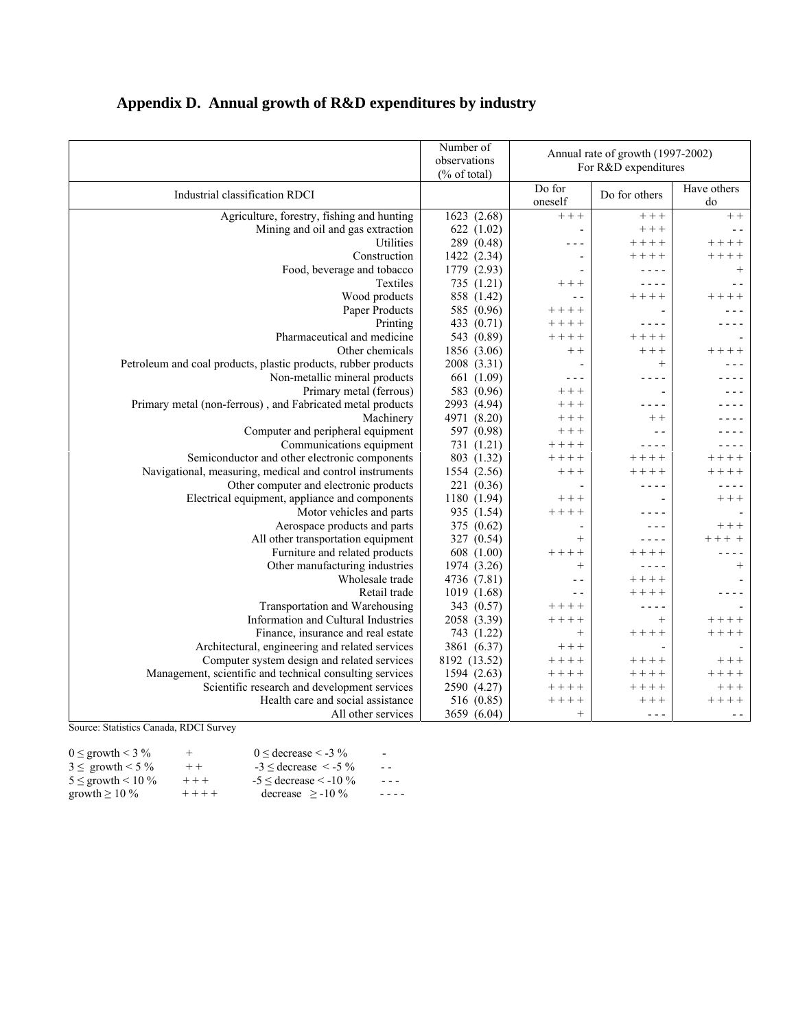## Appendix D. Annual growth of R&D expenditures by industry

| | Number of observations (% of total) | Annual rate of growth (1997-2002) For R&D expenditures | | |
|---|---|---|---|---|
| Industrial classification RDCI | | Do for oneself | Do for others | Have others do |
| Agriculture, forestry, fishing and hunting | 1623 (2.68) | + + + | + + + | + + |
| Mining and oil and gas extraction | 622 (1.02) | - | + + + | - - |
| Utilities | 289 (0.48) | - - - | + + + + | + + + + |
| Construction | 1422 (2.34) | - | + + + + | + + + + |
| Food, beverage and tobacco | 1779 (2.93) | - | - - - - | + |
| Textiles | 735 (1.21) | + + + | - - - - | - - |
| Wood products | 858 (1.42) | - - | + + + + | + + + + |
| Paper Products | 585 (0.96) | + + + + | - | - - - |
| Printing | 433 (0.71) | + + + + | - - - - | - - - - |
| Pharmaceutical and medicine | 543 (0.89) | + + + + | + + + + | - |
| Other chemicals | 1856 (3.06) | + + | + + + | + + + + |
| Petroleum and coal products, plastic products, rubber products | 2008 (3.31) | - | + | - - - |
| Non-metallic mineral products | 661 (1.09) | - - - | - - - - | - - - - |
| Primary metal (ferrous) | 583 (0.96) | + + + | - | - - - |
| Primary metal (non-ferrous) , and Fabricated metal products | 2993 (4.94) | + + + | - - - - | - - - - |
| Machinery | 4971 (8.20) | + + + | + + | - - - - |
| Computer and peripheral equipment | 597 (0.98) | + + + | - - | - - - - |
| Communications equipment | 731 (1.21) | + + + + | - - - - | - - - - |
| Semiconductor and other electronic components | 803 (1.32) | + + + + | + + + + | + + + + |
| Navigational, measuring, medical and control instruments | 1554 (2.56) | + + + | + + + + | + + + + |
| Other computer and electronic products | 221 (0.36) | - | - - - - | - - - - |
| Electrical equipment, appliance and components | 1180 (1.94) | + + + | - | + + + |
| Motor vehicles and parts | 935 (1.54) | + + + + | - - - - | - |
| Aerospace products and parts | 375 (0.62) | - | - - - | + + + |
| All other transportation equipment | 327 (0.54) | + | - - - - | + + + + |
| Furniture and related products | 608 (1.00) | + + + + | + + + + | - - - - |
| Other manufacturing industries | 1974 (3.26) | + | - - - - | + |
| Wholesale trade | 4736 (7.81) | - - | + + + + | - |
| Retail trade | 1019 (1.68) | - - | + + + + | - - - - |
| Transportation and Warehousing | 343 (0.57) | + + + + | - - - - | - |
| Information and Cultural Industries | 2058 (3.39) | + + + + | + | + + + + |
| Finance, insurance and real estate | 743 (1.22) | + | + + + + | + + + + |
| Architectural, engineering and related services | 3861 (6.37) | + + + | - | - |
| Computer system design and related services | 8192 (13.52) | + + + + | + + + + | + + + |
| Management, scientific and technical consulting services | 1594 (2.63) | + + + + | + + + + | + + + + |
| Scientific research and development services | 2590 (4.27) | + + + + | + + + + | + + + |
| Health care and social assistance | 516 (0.85) | + + + + | + + + | + + + + |
| All other services | 3659 (6.04) | + | - - - | - - |

Source: Statistics Canada, RDCI Survey

| | | | |
|---|---|---|---|
| 0 ≤ growth < 3 % | + | 0 ≤ decrease < -3 % | - |
| 3 ≤ growth < 5 % | + + | -3 ≤ decrease < -5 % | - - |
| 5 ≤ growth < 10 % | + + + | -5 ≤ decrease < -10 % | - - - |
| growth ≥ 10 % | + + + + | decrease ≥ -10 % | - - - - |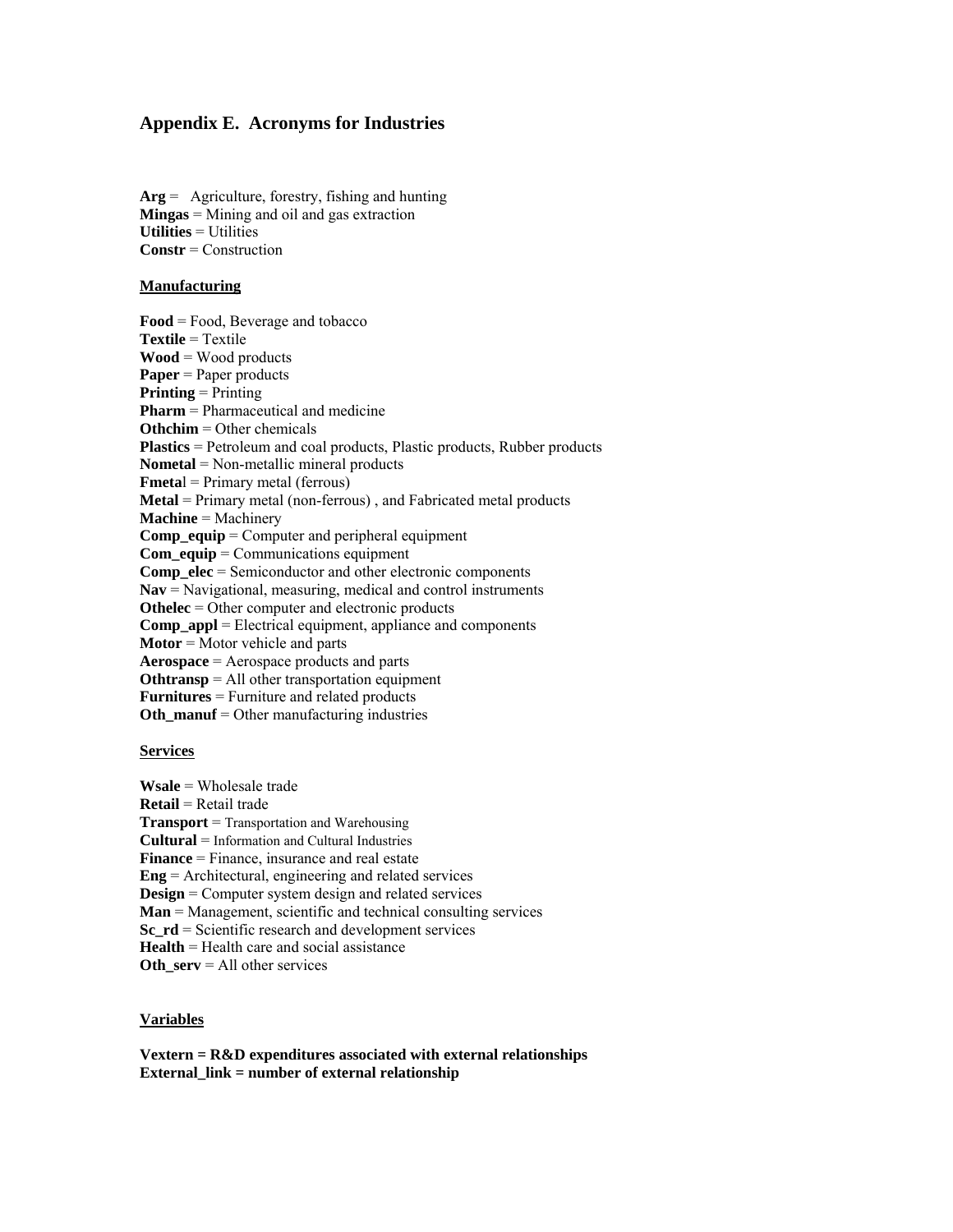## Appendix E. Acronyms for Industries

**Arg** = Agriculture, forestry, fishing and hunting
**Mingas** = Mining and oil and gas extraction
**Utilities** = Utilities
**Constr** = Construction

**Manufacturing**

**Food** = Food, Beverage and tobacco
**Textile** = Textile
**Wood** = Wood products
**Paper** = Paper products
**Printing** = Printing
**Pharm** = Pharmaceutical and medicine
**Othchim** = Other chemicals
**Plastics** = Petroleum and coal products, Plastic products, Rubber products
**Nometal** = Non-metallic mineral products
**Fmetal** = Primary metal (ferrous)
**Metal** = Primary metal (non-ferrous) , and Fabricated metal products
**Machine** = Machinery
**Comp_equip** = Computer and peripheral equipment
**Com_equip** = Communications equipment
**Comp_elec** = Semiconductor and other electronic components
**Nav** = Navigational, measuring, medical and control instruments
**Othelec** = Other computer and electronic products
**Comp_appl** = Electrical equipment, appliance and components
**Motor** = Motor vehicle and parts
**Aerospace** = Aerospace products and parts
**Othtransp** = All other transportation equipment
**Furnitures** = Furniture and related products
**Oth_manuf** = Other manufacturing industries

**Services**

**Wsale** = Wholesale trade
**Retail** = Retail trade
**Transport** = Transportation and Warehousing
**Cultural** = Information and Cultural Industries
**Finance** = Finance, insurance and real estate
**Eng** = Architectural, engineering and related services
**Design** = Computer system design and related services
**Man** = Management, scientific and technical consulting services
**Sc_rd** = Scientific research and development services
**Health** = Health care and social assistance
**Oth_serv** = All other services

**Variables**

**Vextern = R&D expenditures associated with external relationships**
**External_link = number of external relationship**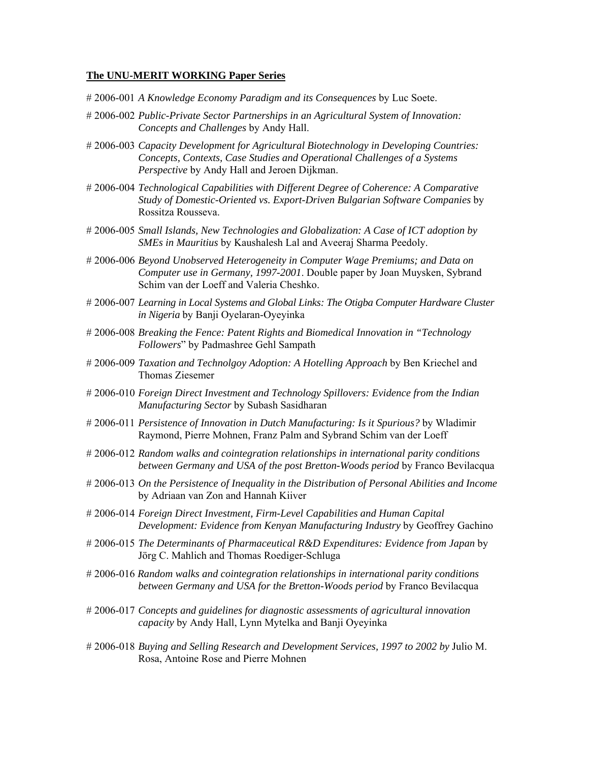**The UNU-MERIT WORKING Paper Series**

# 2006-001 *A Knowledge Economy Paradigm and its Consequences* by Luc Soete.

# 2006-002 *Public-Private Sector Partnerships in an Agricultural System of Innovation: Concepts and Challenges* by Andy Hall.

# 2006-003 *Capacity Development for Agricultural Biotechnology in Developing Countries: Concepts, Contexts, Case Studies and Operational Challenges of a Systems Perspective* by Andy Hall and Jeroen Dijkman.

# 2006-004 *Technological Capabilities with Different Degree of Coherence: A Comparative Study of Domestic-Oriented vs. Export-Driven Bulgarian Software Companies* by Rossitza Rousseva.

# 2006-005 *Small Islands, New Technologies and Globalization: A Case of ICT adoption by SMEs in Mauritius* by Kaushalesh Lal and Aveeraj Sharma Peedoly.

# 2006-006 *Beyond Unobserved Heterogeneity in Computer Wage Premiums; and Data on Computer use in Germany, 1997-2001*. Double paper by Joan Muysken, Sybrand Schim van der Loeff and Valeria Cheshko.

# 2006-007 *Learning in Local Systems and Global Links: The Otigba Computer Hardware Cluster in Nigeria* by Banji Oyelaran-Oyeyinka

# 2006-008 *Breaking the Fence: Patent Rights and Biomedical Innovation in "Technology Followers*" by Padmashree Gehl Sampath

# 2006-009 *Taxation and Technolgoy Adoption: A Hotelling Approach* by Ben Kriechel and Thomas Ziesemer

# 2006-010 *Foreign Direct Investment and Technology Spillovers: Evidence from the Indian Manufacturing Sector* by Subash Sasidharan

# 2006-011 *Persistence of Innovation in Dutch Manufacturing: Is it Spurious?* by Wladimir Raymond, Pierre Mohnen, Franz Palm and Sybrand Schim van der Loeff

# 2006-012 *Random walks and cointegration relationships in international parity conditions between Germany and USA of the post Bretton-Woods period* by Franco Bevilacqua

# 2006-013 *On the Persistence of Inequality in the Distribution of Personal Abilities and Income* by Adriaan van Zon and Hannah Kiiver

# 2006-014 *Foreign Direct Investment, Firm-Level Capabilities and Human Capital Development: Evidence from Kenyan Manufacturing Industry* by Geoffrey Gachino

# 2006-015 *The Determinants of Pharmaceutical R&D Expenditures: Evidence from Japan* by Jörg C. Mahlich and Thomas Roediger-Schluga

# 2006-016 *Random walks and cointegration relationships in international parity conditions between Germany and USA for the Bretton-Woods period* by Franco Bevilacqua

# 2006-017 *Concepts and guidelines for diagnostic assessments of agricultural innovation capacity* by Andy Hall, Lynn Mytelka and Banji Oyeyinka

# 2006-018 *Buying and Selling Research and Development Services, 1997 to 2002 by* Julio M. Rosa, Antoine Rose and Pierre Mohnen